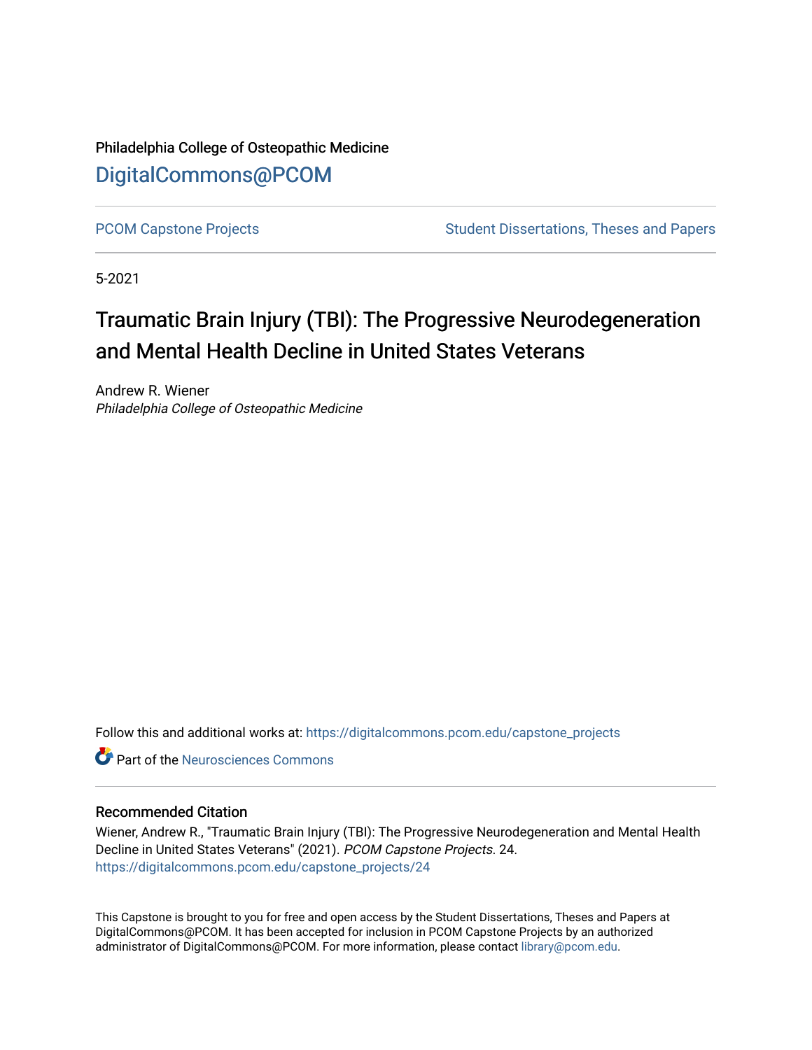Philadelphia College of Osteopathic Medicine

DigitalCommons@PCOM

PCOM Capstone Projects | Student Dissertations, Theses and Papers

5-2021

# Traumatic Brain Injury (TBI): The Progressive Neurodegeneration and Mental Health Decline in United States Veterans

Andrew R. Wiener
*Philadelphia College of Osteopathic Medicine*

Follow this and additional works at: https://digitalcommons.pcom.edu/capstone_projects

Part of the Neurosciences Commons

## Recommended Citation

Wiener, Andrew R., "Traumatic Brain Injury (TBI): The Progressive Neurodegeneration and Mental Health Decline in United States Veterans" (2021). *PCOM Capstone Projects*. 24.
https://digitalcommons.pcom.edu/capstone_projects/24

This Capstone is brought to you for free and open access by the Student Dissertations, Theses and Papers at DigitalCommons@PCOM. It has been accepted for inclusion in PCOM Capstone Projects by an authorized administrator of DigitalCommons@PCOM. For more information, please contact library@pcom.edu.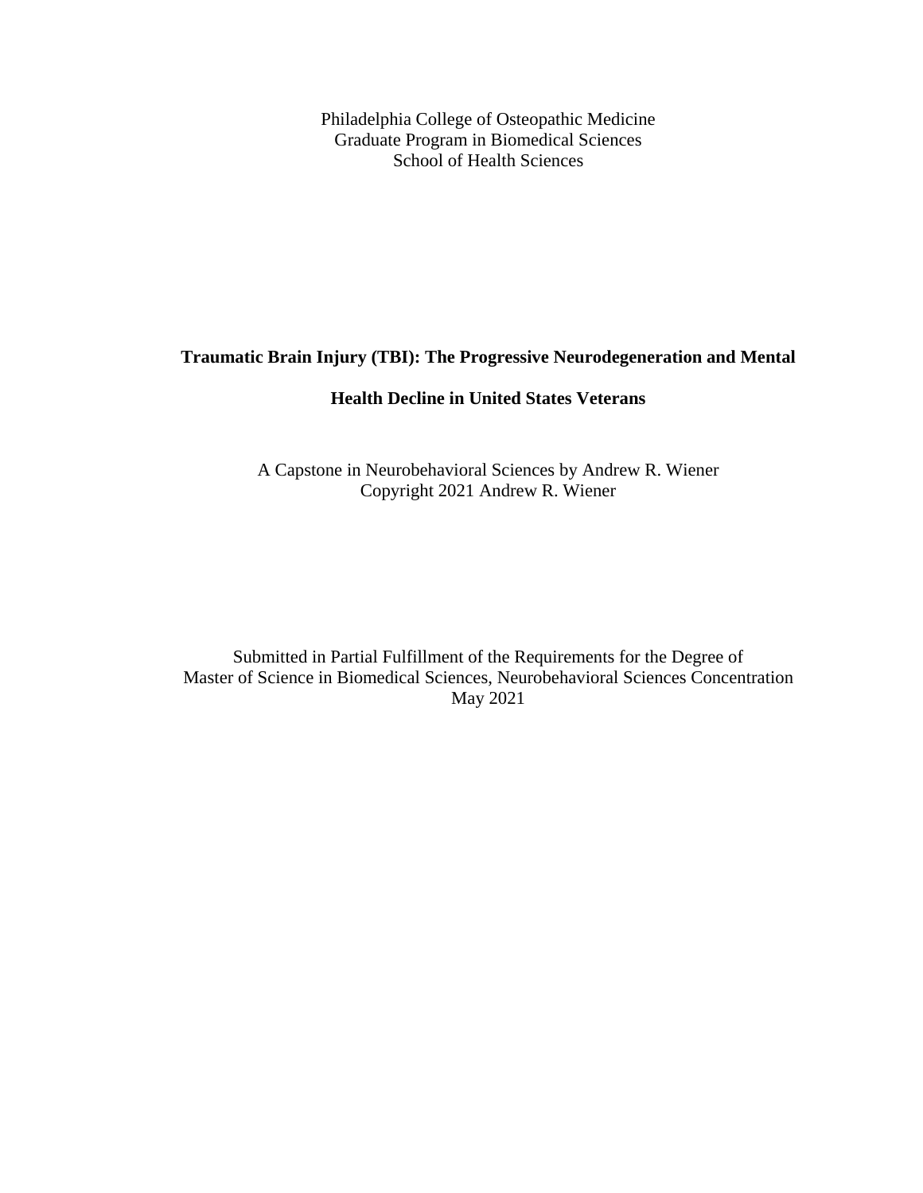Philadelphia College of Osteopathic Medicine
Graduate Program in Biomedical Sciences
School of Health Sciences

**Traumatic Brain Injury (TBI): The Progressive Neurodegeneration and Mental Health Decline in United States Veterans**

A Capstone in Neurobehavioral Sciences by Andrew R. Wiener
Copyright 2021 Andrew R. Wiener

Submitted in Partial Fulfillment of the Requirements for the Degree of
Master of Science in Biomedical Sciences, Neurobehavioral Sciences Concentration
May 2021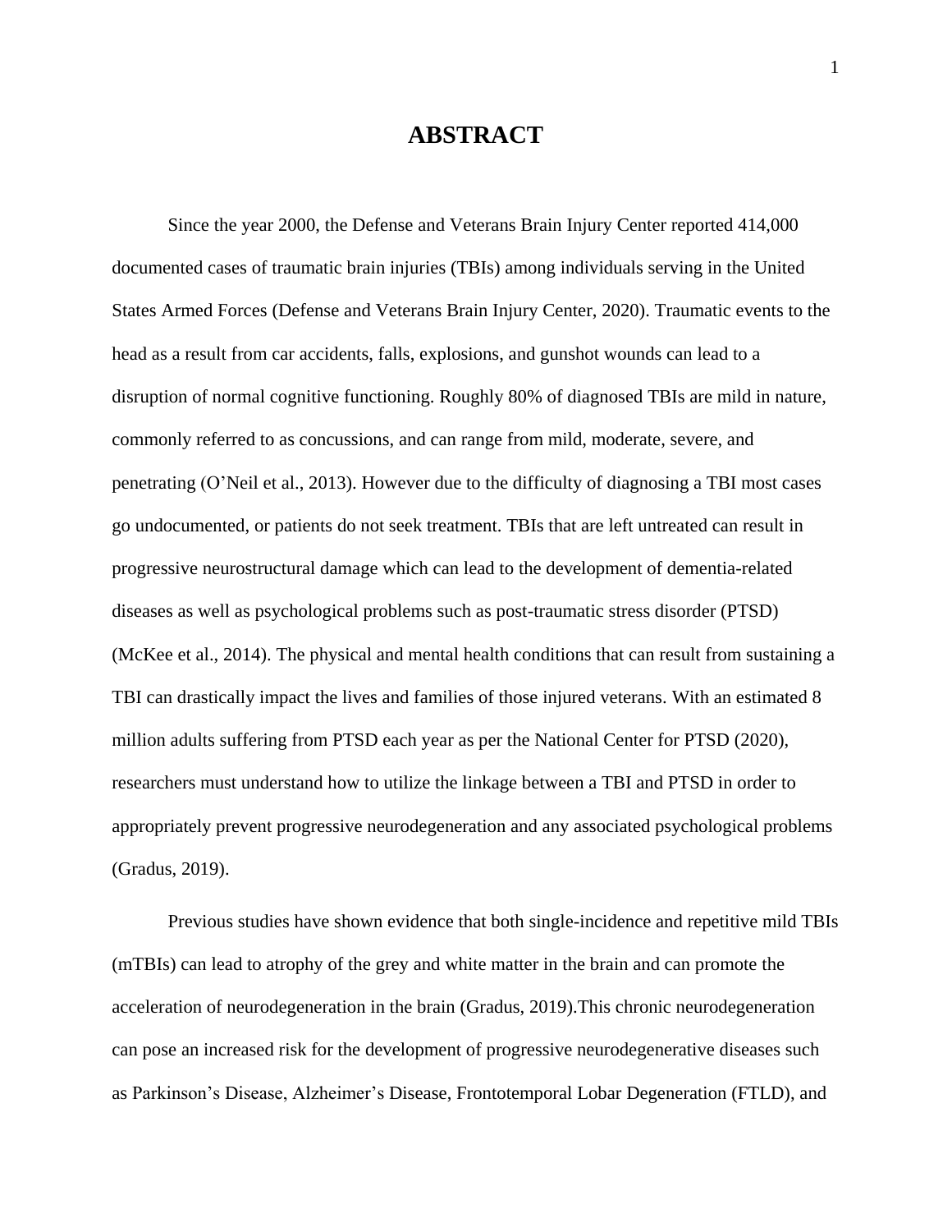# ABSTRACT

Since the year 2000, the Defense and Veterans Brain Injury Center reported 414,000 documented cases of traumatic brain injuries (TBIs) among individuals serving in the United States Armed Forces (Defense and Veterans Brain Injury Center, 2020). Traumatic events to the head as a result from car accidents, falls, explosions, and gunshot wounds can lead to a disruption of normal cognitive functioning. Roughly 80% of diagnosed TBIs are mild in nature, commonly referred to as concussions, and can range from mild, moderate, severe, and penetrating (O'Neil et al., 2013). However due to the difficulty of diagnosing a TBI most cases go undocumented, or patients do not seek treatment. TBIs that are left untreated can result in progressive neurostructural damage which can lead to the development of dementia-related diseases as well as psychological problems such as post-traumatic stress disorder (PTSD) (McKee et al., 2014). The physical and mental health conditions that can result from sustaining a TBI can drastically impact the lives and families of those injured veterans. With an estimated 8 million adults suffering from PTSD each year as per the National Center for PTSD (2020), researchers must understand how to utilize the linkage between a TBI and PTSD in order to appropriately prevent progressive neurodegeneration and any associated psychological problems (Gradus, 2019).

Previous studies have shown evidence that both single-incidence and repetitive mild TBIs (mTBIs) can lead to atrophy of the grey and white matter in the brain and can promote the acceleration of neurodegeneration in the brain (Gradus, 2019).This chronic neurodegeneration can pose an increased risk for the development of progressive neurodegenerative diseases such as Parkinson's Disease, Alzheimer's Disease, Frontotemporal Lobar Degeneration (FTLD), and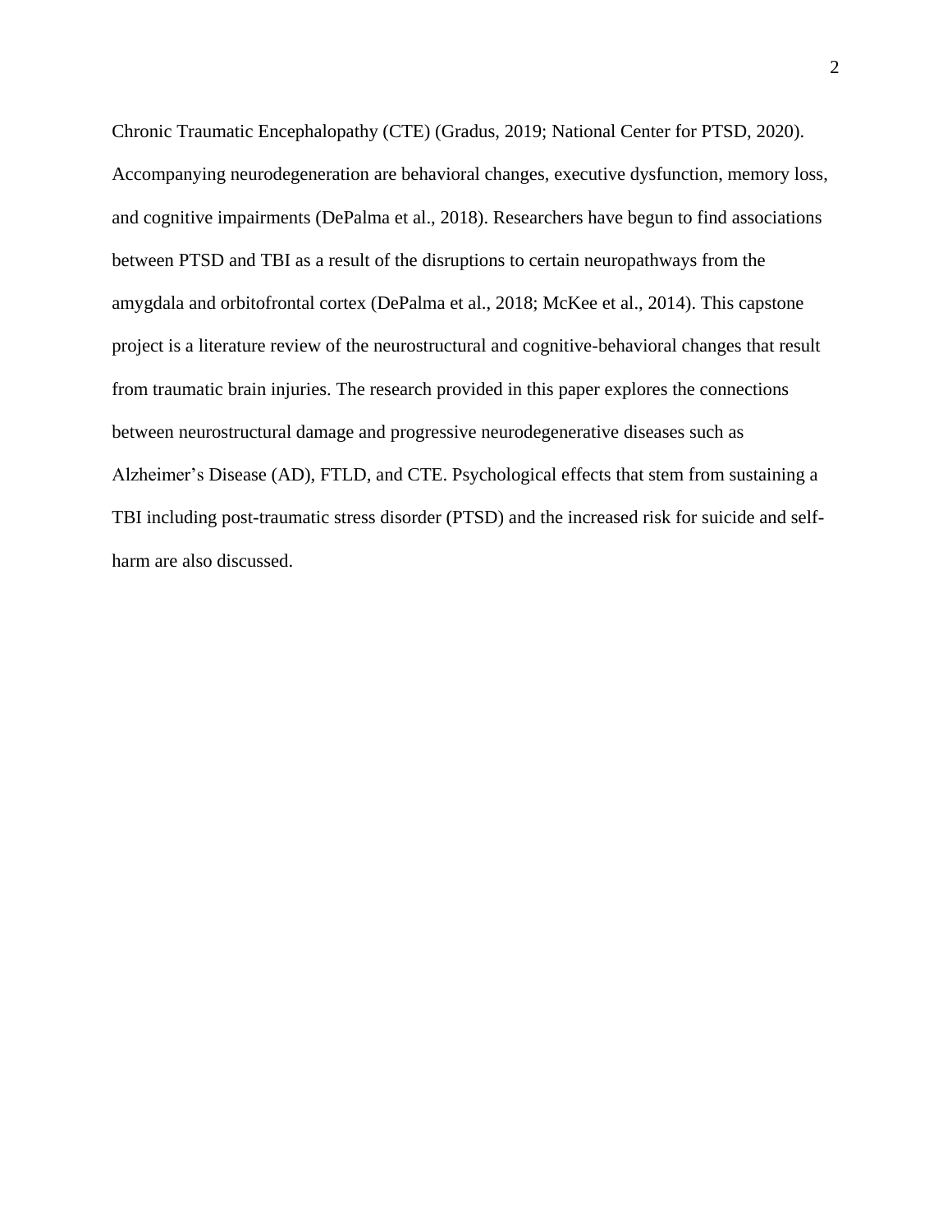Chronic Traumatic Encephalopathy (CTE) (Gradus, 2019; National Center for PTSD, 2020). Accompanying neurodegeneration are behavioral changes, executive dysfunction, memory loss, and cognitive impairments (DePalma et al., 2018). Researchers have begun to find associations between PTSD and TBI as a result of the disruptions to certain neuropathways from the amygdala and orbitofrontal cortex (DePalma et al., 2018; McKee et al., 2014). This capstone project is a literature review of the neurostructural and cognitive-behavioral changes that result from traumatic brain injuries. The research provided in this paper explores the connections between neurostructural damage and progressive neurodegenerative diseases such as Alzheimer's Disease (AD), FTLD, and CTE. Psychological effects that stem from sustaining a TBI including post-traumatic stress disorder (PTSD) and the increased risk for suicide and self-harm are also discussed.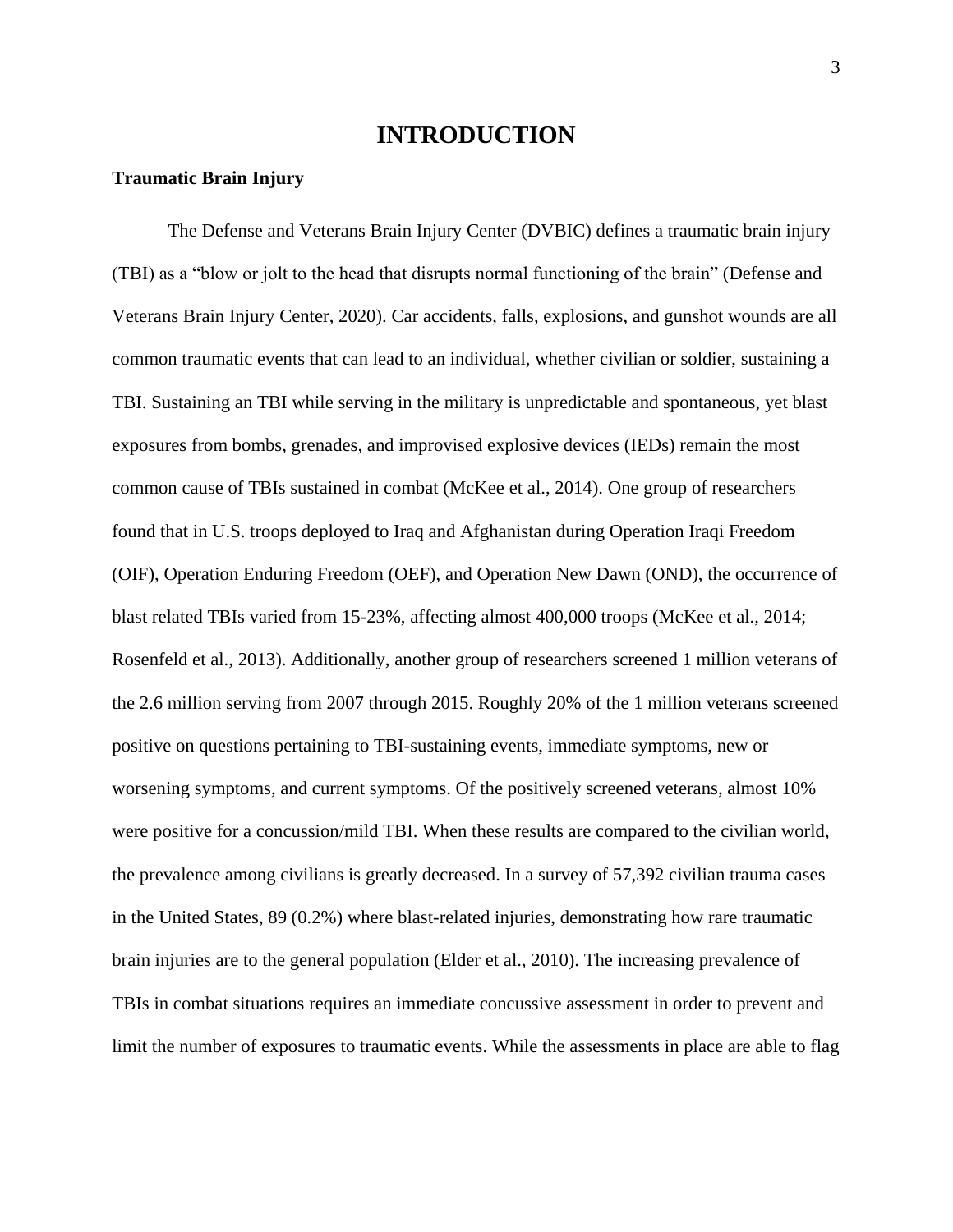# INTRODUCTION

### Traumatic Brain Injury

The Defense and Veterans Brain Injury Center (DVBIC) defines a traumatic brain injury (TBI) as a "blow or jolt to the head that disrupts normal functioning of the brain" (Defense and Veterans Brain Injury Center, 2020). Car accidents, falls, explosions, and gunshot wounds are all common traumatic events that can lead to an individual, whether civilian or soldier, sustaining a TBI. Sustaining an TBI while serving in the military is unpredictable and spontaneous, yet blast exposures from bombs, grenades, and improvised explosive devices (IEDs) remain the most common cause of TBIs sustained in combat (McKee et al., 2014). One group of researchers found that in U.S. troops deployed to Iraq and Afghanistan during Operation Iraqi Freedom (OIF), Operation Enduring Freedom (OEF), and Operation New Dawn (OND), the occurrence of blast related TBIs varied from 15-23%, affecting almost 400,000 troops (McKee et al., 2014; Rosenfeld et al., 2013). Additionally, another group of researchers screened 1 million veterans of the 2.6 million serving from 2007 through 2015. Roughly 20% of the 1 million veterans screened positive on questions pertaining to TBI-sustaining events, immediate symptoms, new or worsening symptoms, and current symptoms. Of the positively screened veterans, almost 10% were positive for a concussion/mild TBI. When these results are compared to the civilian world, the prevalence among civilians is greatly decreased. In a survey of 57,392 civilian trauma cases in the United States, 89 (0.2%) where blast-related injuries, demonstrating how rare traumatic brain injuries are to the general population (Elder et al., 2010). The increasing prevalence of TBIs in combat situations requires an immediate concussive assessment in order to prevent and limit the number of exposures to traumatic events. While the assessments in place are able to flag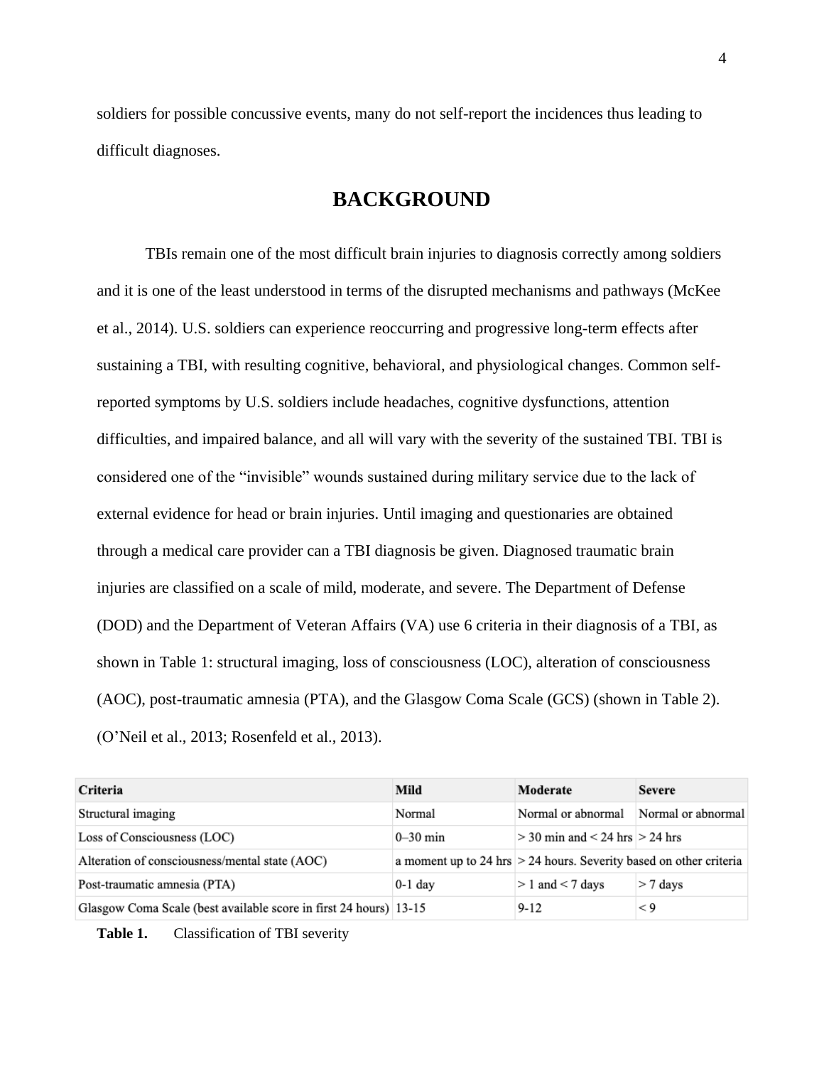soldiers for possible concussive events, many do not self-report the incidences thus leading to difficult diagnoses.

## BACKGROUND

TBIs remain one of the most difficult brain injuries to diagnosis correctly among soldiers and it is one of the least understood in terms of the disrupted mechanisms and pathways (McKee et al., 2014). U.S. soldiers can experience reoccurring and progressive long-term effects after sustaining a TBI, with resulting cognitive, behavioral, and physiological changes. Common self-reported symptoms by U.S. soldiers include headaches, cognitive dysfunctions, attention difficulties, and impaired balance, and all will vary with the severity of the sustained TBI. TBI is considered one of the "invisible" wounds sustained during military service due to the lack of external evidence for head or brain injuries. Until imaging and questionaries are obtained through a medical care provider can a TBI diagnosis be given. Diagnosed traumatic brain injuries are classified on a scale of mild, moderate, and severe. The Department of Defense (DOD) and the Department of Veteran Affairs (VA) use 6 criteria in their diagnosis of a TBI, as shown in Table 1: structural imaging, loss of consciousness (LOC), alteration of consciousness (AOC), post-traumatic amnesia (PTA), and the Glasgow Coma Scale (GCS) (shown in Table 2). (O'Neil et al., 2013; Rosenfeld et al., 2013).

| Criteria | Mild | Moderate | Severe |
|---|---|---|---|
| Structural imaging | Normal | Normal or abnormal | Normal or abnormal |
| Loss of Consciousness (LOC) | 0–30 min | > 30 min and < 24 hrs | > 24 hrs |
| Alteration of consciousness/mental state (AOC) | a moment up to 24 hrs | > 24 hours. Severity based on other criteria | |
| Post-traumatic amnesia (PTA) | 0-1 day | > 1 and < 7 days | > 7 days |
| Glasgow Coma Scale (best available score in first 24 hours) | 13-15 | 9-12 | < 9 |

**Table 1.** Classification of TBI severity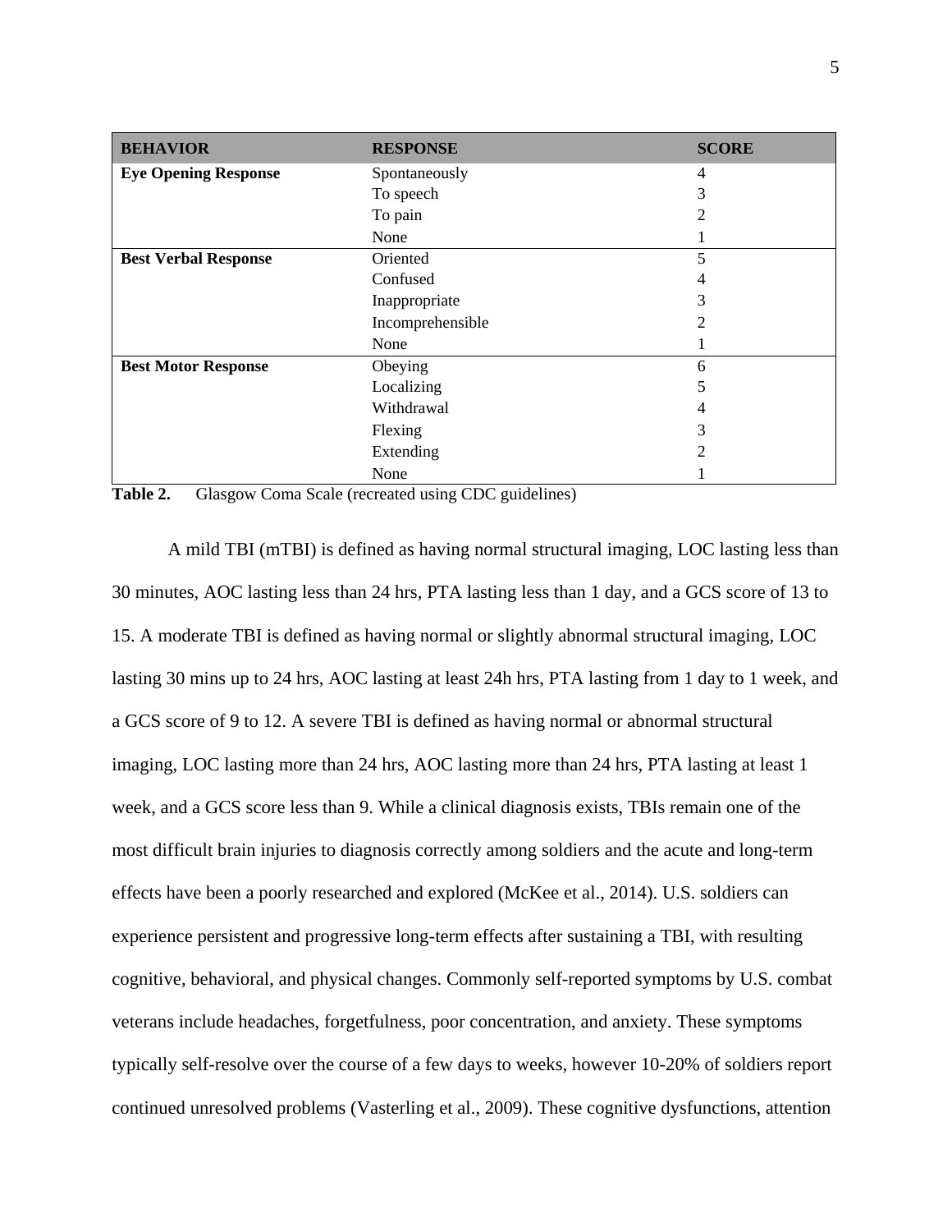| BEHAVIOR | RESPONSE | SCORE |
|---|---|---|
| **Eye Opening Response** | Spontaneously | 4 |
| | To speech | 3 |
| | To pain | 2 |
| | None | 1 |
| **Best Verbal Response** | Oriented | 5 |
| | Confused | 4 |
| | Inappropriate | 3 |
| | Incomprehensible | 2 |
| | None | 1 |
| **Best Motor Response** | Obeying | 6 |
| | Localizing | 5 |
| | Withdrawal | 4 |
| | Flexing | 3 |
| | Extending | 2 |
| | None | 1 |

**Table 2.** Glasgow Coma Scale (recreated using CDC guidelines)

A mild TBI (mTBI) is defined as having normal structural imaging, LOC lasting less than 30 minutes, AOC lasting less than 24 hrs, PTA lasting less than 1 day, and a GCS score of 13 to 15. A moderate TBI is defined as having normal or slightly abnormal structural imaging, LOC lasting 30 mins up to 24 hrs, AOC lasting at least 24h hrs, PTA lasting from 1 day to 1 week, and a GCS score of 9 to 12. A severe TBI is defined as having normal or abnormal structural imaging, LOC lasting more than 24 hrs, AOC lasting more than 24 hrs, PTA lasting at least 1 week, and a GCS score less than 9. While a clinical diagnosis exists, TBIs remain one of the most difficult brain injuries to diagnosis correctly among soldiers and the acute and long-term effects have been a poorly researched and explored (McKee et al., 2014). U.S. soldiers can experience persistent and progressive long-term effects after sustaining a TBI, with resulting cognitive, behavioral, and physical changes. Commonly self-reported symptoms by U.S. combat veterans include headaches, forgetfulness, poor concentration, and anxiety. These symptoms typically self-resolve over the course of a few days to weeks, however 10-20% of soldiers report continued unresolved problems (Vasterling et al., 2009). These cognitive dysfunctions, attention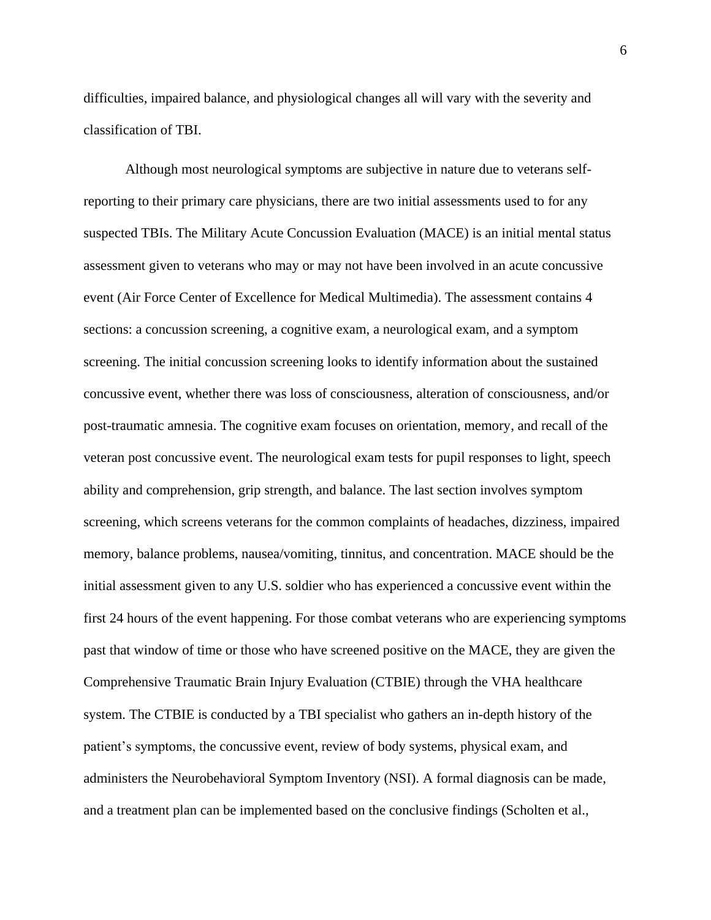difficulties, impaired balance, and physiological changes all will vary with the severity and classification of TBI.

Although most neurological symptoms are subjective in nature due to veterans self-reporting to their primary care physicians, there are two initial assessments used to for any suspected TBIs. The Military Acute Concussion Evaluation (MACE) is an initial mental status assessment given to veterans who may or may not have been involved in an acute concussive event (Air Force Center of Excellence for Medical Multimedia). The assessment contains 4 sections: a concussion screening, a cognitive exam, a neurological exam, and a symptom screening. The initial concussion screening looks to identify information about the sustained concussive event, whether there was loss of consciousness, alteration of consciousness, and/or post-traumatic amnesia. The cognitive exam focuses on orientation, memory, and recall of the veteran post concussive event. The neurological exam tests for pupil responses to light, speech ability and comprehension, grip strength, and balance. The last section involves symptom screening, which screens veterans for the common complaints of headaches, dizziness, impaired memory, balance problems, nausea/vomiting, tinnitus, and concentration. MACE should be the initial assessment given to any U.S. soldier who has experienced a concussive event within the first 24 hours of the event happening. For those combat veterans who are experiencing symptoms past that window of time or those who have screened positive on the MACE, they are given the Comprehensive Traumatic Brain Injury Evaluation (CTBIE) through the VHA healthcare system. The CTBIE is conducted by a TBI specialist who gathers an in-depth history of the patient's symptoms, the concussive event, review of body systems, physical exam, and administers the Neurobehavioral Symptom Inventory (NSI). A formal diagnosis can be made, and a treatment plan can be implemented based on the conclusive findings (Scholten et al.,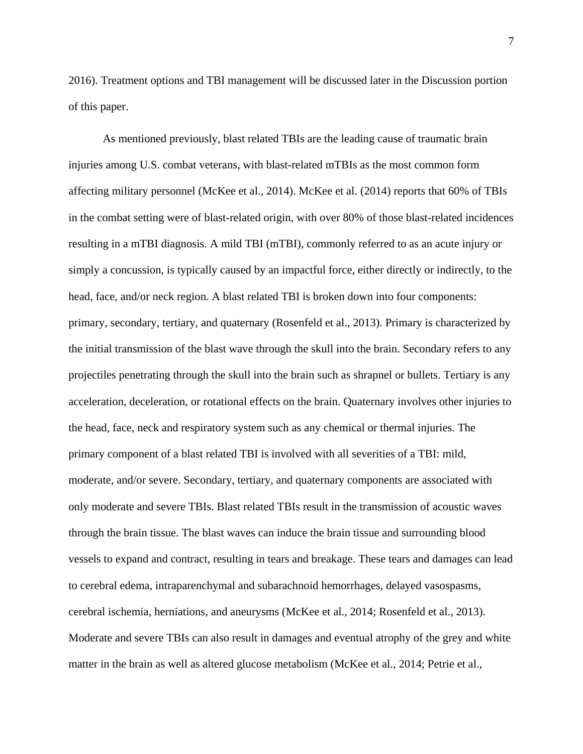2016). Treatment options and TBI management will be discussed later in the Discussion portion of this paper.

As mentioned previously, blast related TBIs are the leading cause of traumatic brain injuries among U.S. combat veterans, with blast-related mTBIs as the most common form affecting military personnel (McKee et al., 2014). McKee et al. (2014) reports that 60% of TBIs in the combat setting were of blast-related origin, with over 80% of those blast-related incidences resulting in a mTBI diagnosis. A mild TBI (mTBI), commonly referred to as an acute injury or simply a concussion, is typically caused by an impactful force, either directly or indirectly, to the head, face, and/or neck region. A blast related TBI is broken down into four components: primary, secondary, tertiary, and quaternary (Rosenfeld et al., 2013). Primary is characterized by the initial transmission of the blast wave through the skull into the brain. Secondary refers to any projectiles penetrating through the skull into the brain such as shrapnel or bullets. Tertiary is any acceleration, deceleration, or rotational effects on the brain. Quaternary involves other injuries to the head, face, neck and respiratory system such as any chemical or thermal injuries. The primary component of a blast related TBI is involved with all severities of a TBI: mild, moderate, and/or severe. Secondary, tertiary, and quaternary components are associated with only moderate and severe TBIs. Blast related TBIs result in the transmission of acoustic waves through the brain tissue. The blast waves can induce the brain tissue and surrounding blood vessels to expand and contract, resulting in tears and breakage. These tears and damages can lead to cerebral edema, intraparenchymal and subarachnoid hemorrhages, delayed vasospasms, cerebral ischemia, herniations, and aneurysms (McKee et al., 2014; Rosenfeld et al., 2013). Moderate and severe TBIs can also result in damages and eventual atrophy of the grey and white matter in the brain as well as altered glucose metabolism (McKee et al., 2014; Petrie et al.,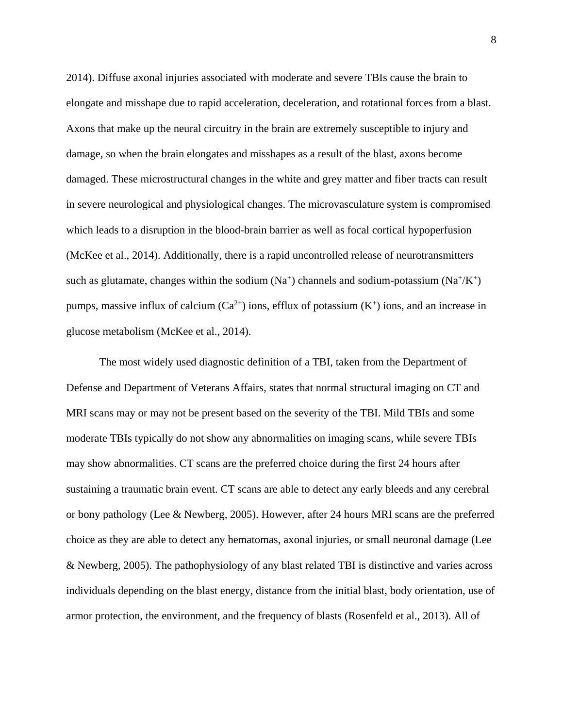2014). Diffuse axonal injuries associated with moderate and severe TBIs cause the brain to elongate and misshape due to rapid acceleration, deceleration, and rotational forces from a blast. Axons that make up the neural circuitry in the brain are extremely susceptible to injury and damage, so when the brain elongates and misshapes as a result of the blast, axons become damaged. These microstructural changes in the white and grey matter and fiber tracts can result in severe neurological and physiological changes. The microvasculature system is compromised which leads to a disruption in the blood-brain barrier as well as focal cortical hypoperfusion (McKee et al., 2014). Additionally, there is a rapid uncontrolled release of neurotransmitters such as glutamate, changes within the sodium ($Na^+$) channels and sodium-potassium ($Na^+/K^+$) pumps, massive influx of calcium ($Ca^{2+}$) ions, efflux of potassium ($K^+$) ions, and an increase in glucose metabolism (McKee et al., 2014).

The most widely used diagnostic definition of a TBI, taken from the Department of Defense and Department of Veterans Affairs, states that normal structural imaging on CT and MRI scans may or may not be present based on the severity of the TBI. Mild TBIs and some moderate TBIs typically do not show any abnormalities on imaging scans, while severe TBIs may show abnormalities. CT scans are the preferred choice during the first 24 hours after sustaining a traumatic brain event. CT scans are able to detect any early bleeds and any cerebral or bony pathology (Lee & Newberg, 2005). However, after 24 hours MRI scans are the preferred choice as they are able to detect any hematomas, axonal injuries, or small neuronal damage (Lee & Newberg, 2005). The pathophysiology of any blast related TBI is distinctive and varies across individuals depending on the blast energy, distance from the initial blast, body orientation, use of armor protection, the environment, and the frequency of blasts (Rosenfeld et al., 2013). All of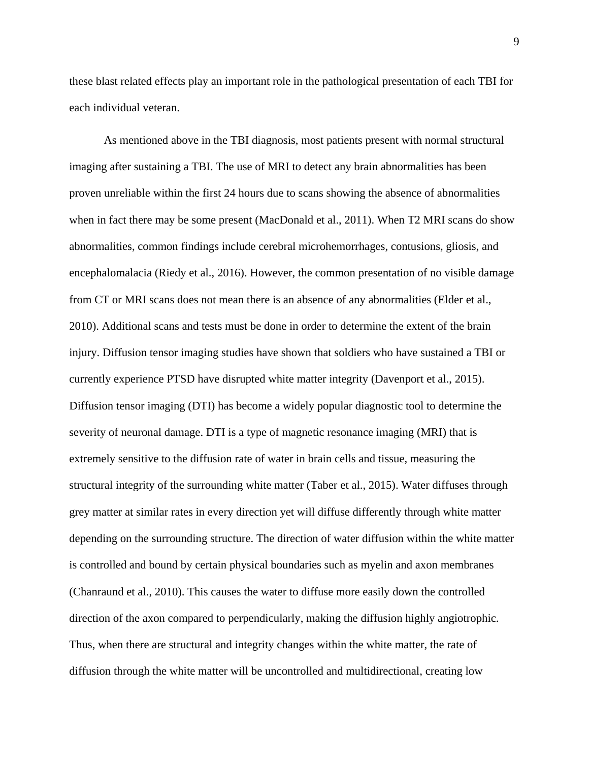these blast related effects play an important role in the pathological presentation of each TBI for each individual veteran.

As mentioned above in the TBI diagnosis, most patients present with normal structural imaging after sustaining a TBI. The use of MRI to detect any brain abnormalities has been proven unreliable within the first 24 hours due to scans showing the absence of abnormalities when in fact there may be some present (MacDonald et al., 2011). When T2 MRI scans do show abnormalities, common findings include cerebral microhemorrhages, contusions, gliosis, and encephalomalacia (Riedy et al., 2016). However, the common presentation of no visible damage from CT or MRI scans does not mean there is an absence of any abnormalities (Elder et al., 2010). Additional scans and tests must be done in order to determine the extent of the brain injury. Diffusion tensor imaging studies have shown that soldiers who have sustained a TBI or currently experience PTSD have disrupted white matter integrity (Davenport et al., 2015). Diffusion tensor imaging (DTI) has become a widely popular diagnostic tool to determine the severity of neuronal damage. DTI is a type of magnetic resonance imaging (MRI) that is extremely sensitive to the diffusion rate of water in brain cells and tissue, measuring the structural integrity of the surrounding white matter (Taber et al., 2015). Water diffuses through grey matter at similar rates in every direction yet will diffuse differently through white matter depending on the surrounding structure. The direction of water diffusion within the white matter is controlled and bound by certain physical boundaries such as myelin and axon membranes (Chanraund et al., 2010). This causes the water to diffuse more easily down the controlled direction of the axon compared to perpendicularly, making the diffusion highly angiotrophic. Thus, when there are structural and integrity changes within the white matter, the rate of diffusion through the white matter will be uncontrolled and multidirectional, creating low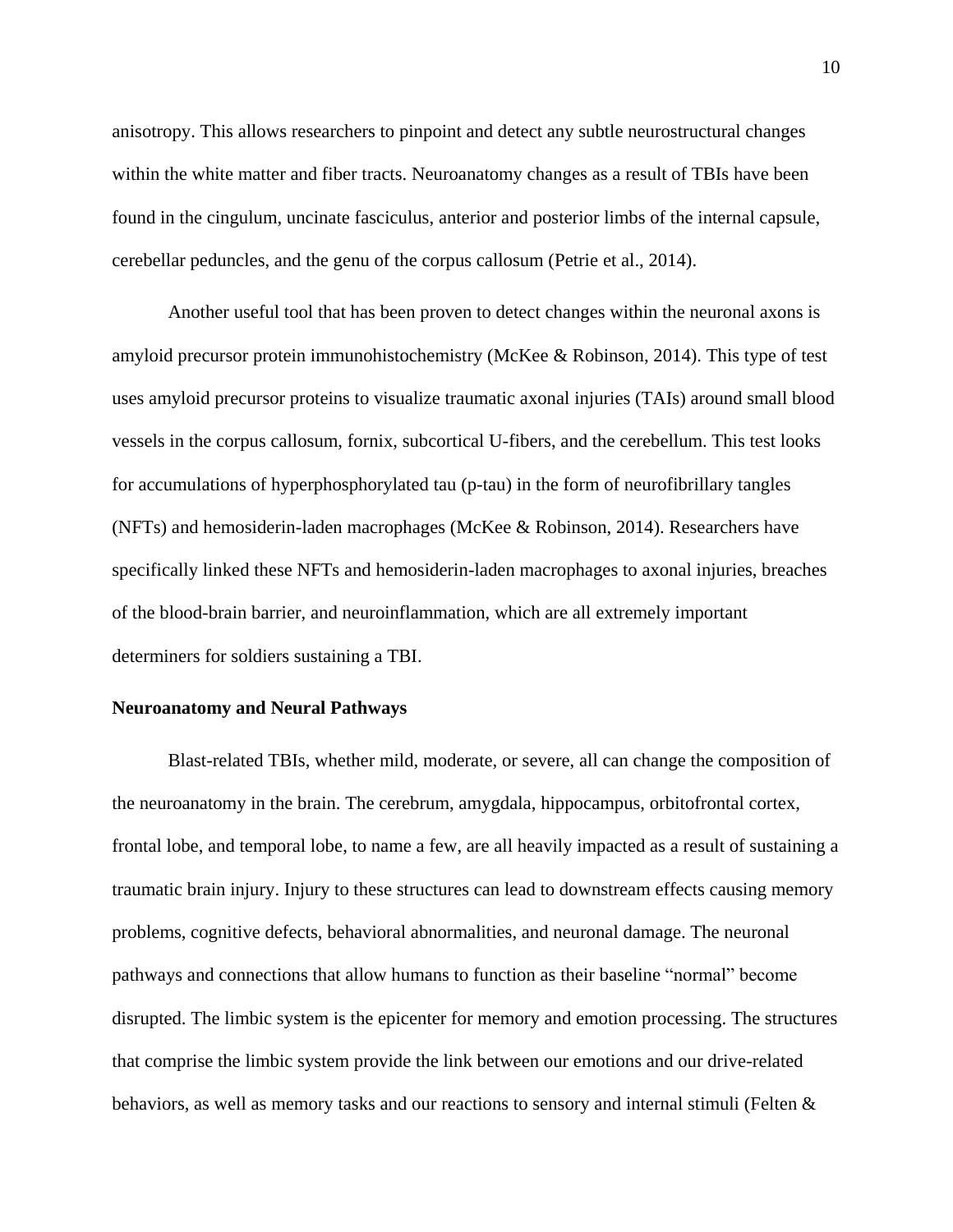anisotropy. This allows researchers to pinpoint and detect any subtle neurostructural changes within the white matter and fiber tracts. Neuroanatomy changes as a result of TBIs have been found in the cingulum, uncinate fasciculus, anterior and posterior limbs of the internal capsule, cerebellar peduncles, and the genu of the corpus callosum (Petrie et al., 2014).

Another useful tool that has been proven to detect changes within the neuronal axons is amyloid precursor protein immunohistochemistry (McKee & Robinson, 2014). This type of test uses amyloid precursor proteins to visualize traumatic axonal injuries (TAIs) around small blood vessels in the corpus callosum, fornix, subcortical U-fibers, and the cerebellum. This test looks for accumulations of hyperphosphorylated tau (p-tau) in the form of neurofibrillary tangles (NFTs) and hemosiderin-laden macrophages (McKee & Robinson, 2014). Researchers have specifically linked these NFTs and hemosiderin-laden macrophages to axonal injuries, breaches of the blood-brain barrier, and neuroinflammation, which are all extremely important determiners for soldiers sustaining a TBI.

**Neuroanatomy and Neural Pathways**

Blast-related TBIs, whether mild, moderate, or severe, all can change the composition of the neuroanatomy in the brain. The cerebrum, amygdala, hippocampus, orbitofrontal cortex, frontal lobe, and temporal lobe, to name a few, are all heavily impacted as a result of sustaining a traumatic brain injury. Injury to these structures can lead to downstream effects causing memory problems, cognitive defects, behavioral abnormalities, and neuronal damage. The neuronal pathways and connections that allow humans to function as their baseline "normal" become disrupted. The limbic system is the epicenter for memory and emotion processing. The structures that comprise the limbic system provide the link between our emotions and our drive-related behaviors, as well as memory tasks and our reactions to sensory and internal stimuli (Felten &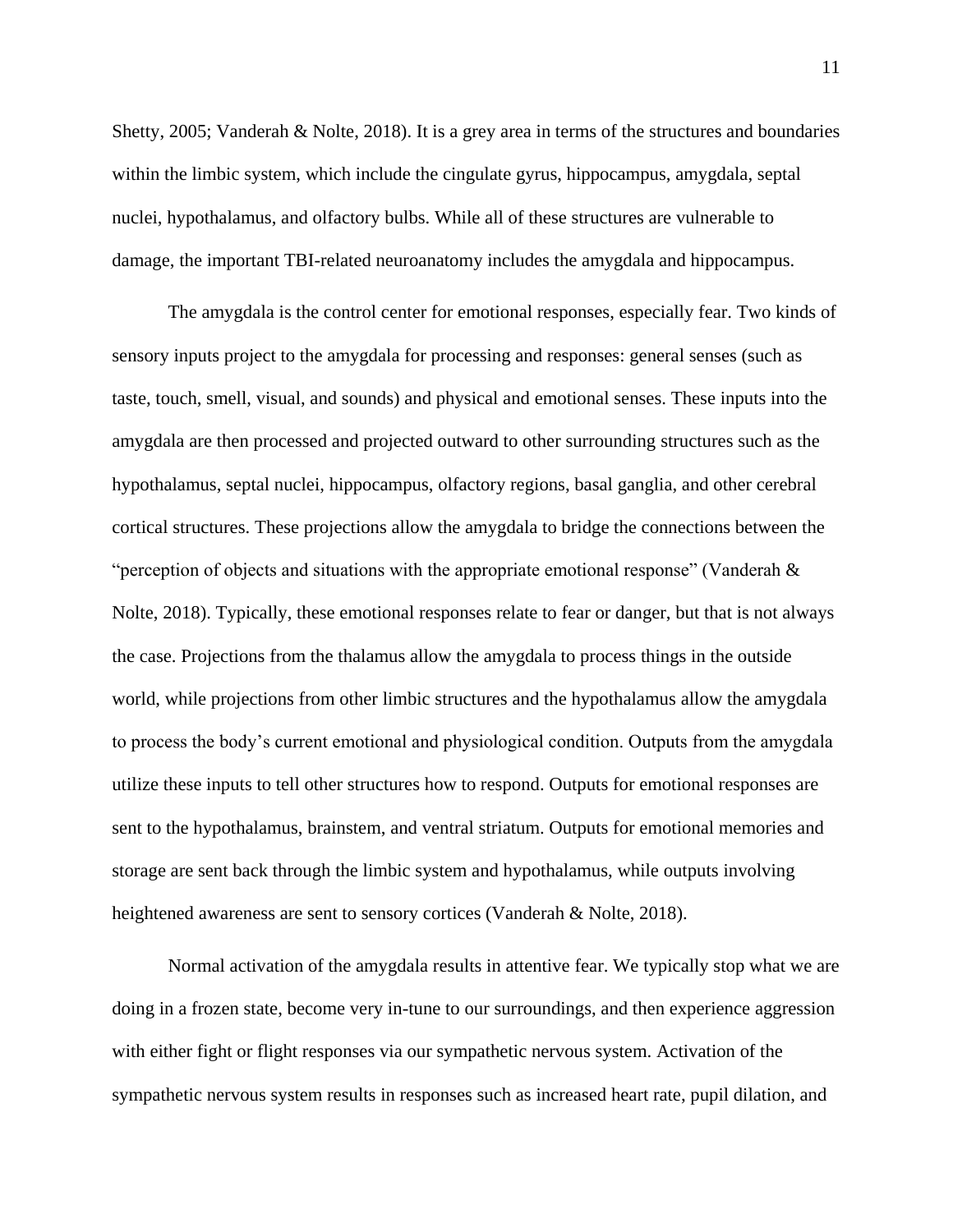Shetty, 2005; Vanderah & Nolte, 2018). It is a grey area in terms of the structures and boundaries within the limbic system, which include the cingulate gyrus, hippocampus, amygdala, septal nuclei, hypothalamus, and olfactory bulbs. While all of these structures are vulnerable to damage, the important TBI-related neuroanatomy includes the amygdala and hippocampus.

The amygdala is the control center for emotional responses, especially fear. Two kinds of sensory inputs project to the amygdala for processing and responses: general senses (such as taste, touch, smell, visual, and sounds) and physical and emotional senses. These inputs into the amygdala are then processed and projected outward to other surrounding structures such as the hypothalamus, septal nuclei, hippocampus, olfactory regions, basal ganglia, and other cerebral cortical structures. These projections allow the amygdala to bridge the connections between the "perception of objects and situations with the appropriate emotional response" (Vanderah & Nolte, 2018). Typically, these emotional responses relate to fear or danger, but that is not always the case. Projections from the thalamus allow the amygdala to process things in the outside world, while projections from other limbic structures and the hypothalamus allow the amygdala to process the body's current emotional and physiological condition. Outputs from the amygdala utilize these inputs to tell other structures how to respond. Outputs for emotional responses are sent to the hypothalamus, brainstem, and ventral striatum. Outputs for emotional memories and storage are sent back through the limbic system and hypothalamus, while outputs involving heightened awareness are sent to sensory cortices (Vanderah & Nolte, 2018).

Normal activation of the amygdala results in attentive fear. We typically stop what we are doing in a frozen state, become very in-tune to our surroundings, and then experience aggression with either fight or flight responses via our sympathetic nervous system. Activation of the sympathetic nervous system results in responses such as increased heart rate, pupil dilation, and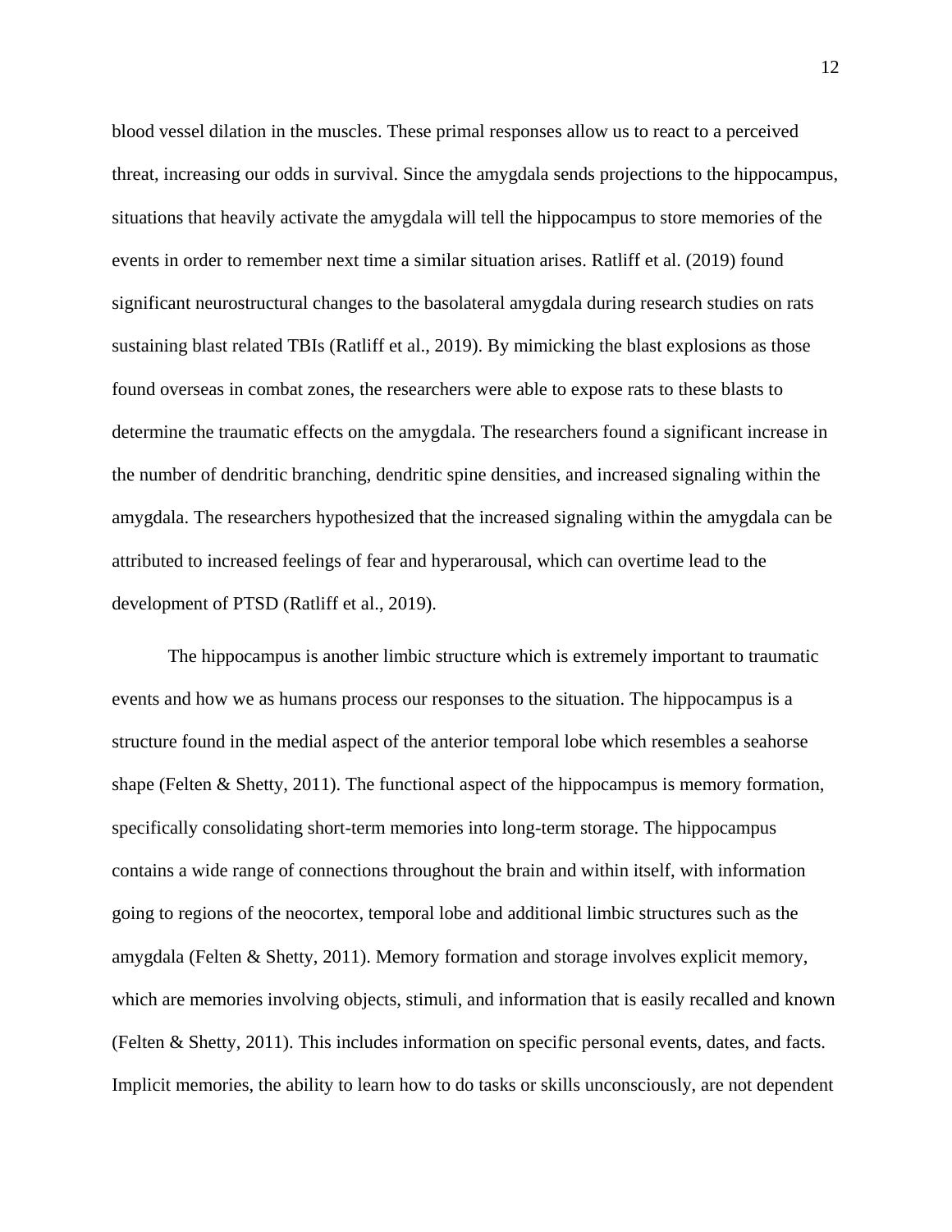blood vessel dilation in the muscles. These primal responses allow us to react to a perceived threat, increasing our odds in survival. Since the amygdala sends projections to the hippocampus, situations that heavily activate the amygdala will tell the hippocampus to store memories of the events in order to remember next time a similar situation arises. Ratliff et al. (2019) found significant neurostructural changes to the basolateral amygdala during research studies on rats sustaining blast related TBIs (Ratliff et al., 2019). By mimicking the blast explosions as those found overseas in combat zones, the researchers were able to expose rats to these blasts to determine the traumatic effects on the amygdala. The researchers found a significant increase in the number of dendritic branching, dendritic spine densities, and increased signaling within the amygdala. The researchers hypothesized that the increased signaling within the amygdala can be attributed to increased feelings of fear and hyperarousal, which can overtime lead to the development of PTSD (Ratliff et al., 2019).

The hippocampus is another limbic structure which is extremely important to traumatic events and how we as humans process our responses to the situation. The hippocampus is a structure found in the medial aspect of the anterior temporal lobe which resembles a seahorse shape (Felten & Shetty, 2011). The functional aspect of the hippocampus is memory formation, specifically consolidating short-term memories into long-term storage. The hippocampus contains a wide range of connections throughout the brain and within itself, with information going to regions of the neocortex, temporal lobe and additional limbic structures such as the amygdala (Felten & Shetty, 2011). Memory formation and storage involves explicit memory, which are memories involving objects, stimuli, and information that is easily recalled and known (Felten & Shetty, 2011). This includes information on specific personal events, dates, and facts. Implicit memories, the ability to learn how to do tasks or skills unconsciously, are not dependent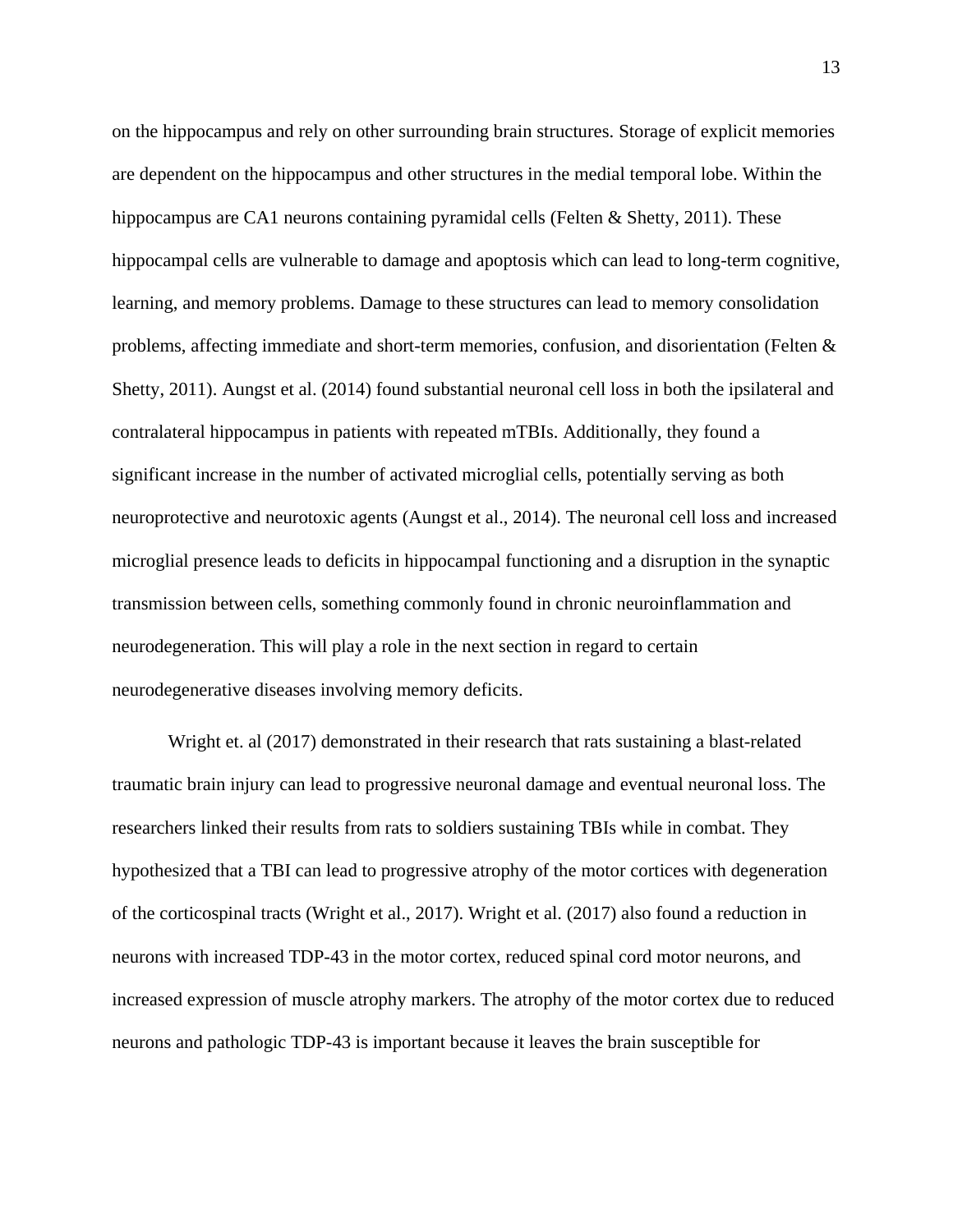on the hippocampus and rely on other surrounding brain structures. Storage of explicit memories are dependent on the hippocampus and other structures in the medial temporal lobe. Within the hippocampus are CA1 neurons containing pyramidal cells (Felten & Shetty, 2011). These hippocampal cells are vulnerable to damage and apoptosis which can lead to long-term cognitive, learning, and memory problems. Damage to these structures can lead to memory consolidation problems, affecting immediate and short-term memories, confusion, and disorientation (Felten & Shetty, 2011). Aungst et al. (2014) found substantial neuronal cell loss in both the ipsilateral and contralateral hippocampus in patients with repeated mTBIs. Additionally, they found a significant increase in the number of activated microglial cells, potentially serving as both neuroprotective and neurotoxic agents (Aungst et al., 2014). The neuronal cell loss and increased microglial presence leads to deficits in hippocampal functioning and a disruption in the synaptic transmission between cells, something commonly found in chronic neuroinflammation and neurodegeneration. This will play a role in the next section in regard to certain neurodegenerative diseases involving memory deficits.

Wright et. al (2017) demonstrated in their research that rats sustaining a blast-related traumatic brain injury can lead to progressive neuronal damage and eventual neuronal loss. The researchers linked their results from rats to soldiers sustaining TBIs while in combat. They hypothesized that a TBI can lead to progressive atrophy of the motor cortices with degeneration of the corticospinal tracts (Wright et al., 2017). Wright et al. (2017) also found a reduction in neurons with increased TDP-43 in the motor cortex, reduced spinal cord motor neurons, and increased expression of muscle atrophy markers. The atrophy of the motor cortex due to reduced neurons and pathologic TDP-43 is important because it leaves the brain susceptible for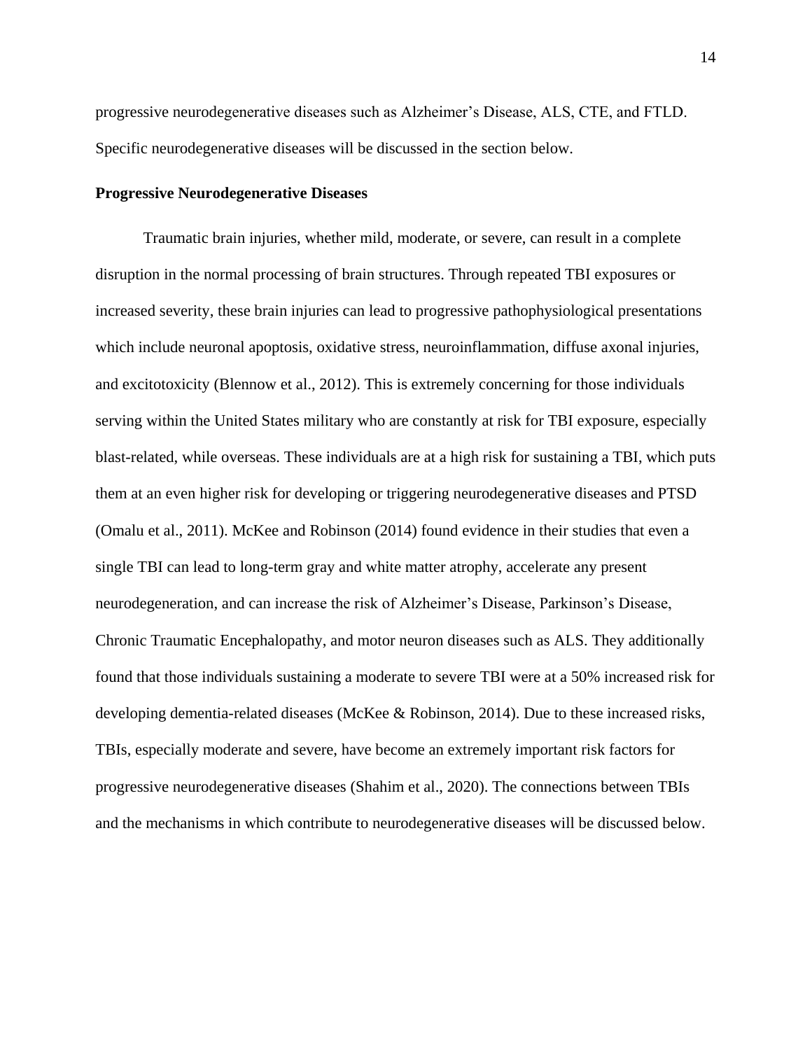progressive neurodegenerative diseases such as Alzheimer's Disease, ALS, CTE, and FTLD. Specific neurodegenerative diseases will be discussed in the section below.

**Progressive Neurodegenerative Diseases**

Traumatic brain injuries, whether mild, moderate, or severe, can result in a complete disruption in the normal processing of brain structures. Through repeated TBI exposures or increased severity, these brain injuries can lead to progressive pathophysiological presentations which include neuronal apoptosis, oxidative stress, neuroinflammation, diffuse axonal injuries, and excitotoxicity (Blennow et al., 2012). This is extremely concerning for those individuals serving within the United States military who are constantly at risk for TBI exposure, especially blast-related, while overseas. These individuals are at a high risk for sustaining a TBI, which puts them at an even higher risk for developing or triggering neurodegenerative diseases and PTSD (Omalu et al., 2011). McKee and Robinson (2014) found evidence in their studies that even a single TBI can lead to long-term gray and white matter atrophy, accelerate any present neurodegeneration, and can increase the risk of Alzheimer's Disease, Parkinson's Disease, Chronic Traumatic Encephalopathy, and motor neuron diseases such as ALS. They additionally found that those individuals sustaining a moderate to severe TBI were at a 50% increased risk for developing dementia-related diseases (McKee & Robinson, 2014). Due to these increased risks, TBIs, especially moderate and severe, have become an extremely important risk factors for progressive neurodegenerative diseases (Shahim et al., 2020). The connections between TBIs and the mechanisms in which contribute to neurodegenerative diseases will be discussed below.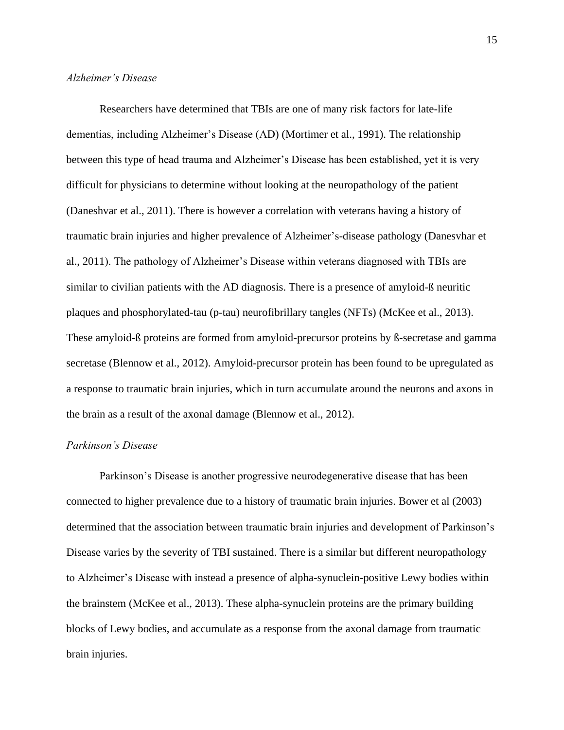### *Alzheimer's Disease*

Researchers have determined that TBIs are one of many risk factors for late-life dementias, including Alzheimer's Disease (AD) (Mortimer et al., 1991). The relationship between this type of head trauma and Alzheimer's Disease has been established, yet it is very difficult for physicians to determine without looking at the neuropathology of the patient (Daneshvar et al., 2011). There is however a correlation with veterans having a history of traumatic brain injuries and higher prevalence of Alzheimer's-disease pathology (Danesvhar et al., 2011). The pathology of Alzheimer's Disease within veterans diagnosed with TBIs are similar to civilian patients with the AD diagnosis. There is a presence of amyloid-ß neuritic plaques and phosphorylated-tau (p-tau) neurofibrillary tangles (NFTs) (McKee et al., 2013). These amyloid-ß proteins are formed from amyloid-precursor proteins by ß-secretase and gamma secretase (Blennow et al., 2012). Amyloid-precursor protein has been found to be upregulated as a response to traumatic brain injuries, which in turn accumulate around the neurons and axons in the brain as a result of the axonal damage (Blennow et al., 2012).

### *Parkinson's Disease*

Parkinson's Disease is another progressive neurodegenerative disease that has been connected to higher prevalence due to a history of traumatic brain injuries. Bower et al (2003) determined that the association between traumatic brain injuries and development of Parkinson's Disease varies by the severity of TBI sustained. There is a similar but different neuropathology to Alzheimer's Disease with instead a presence of alpha-synuclein-positive Lewy bodies within the brainstem (McKee et al., 2013). These alpha-synuclein proteins are the primary building blocks of Lewy bodies, and accumulate as a response from the axonal damage from traumatic brain injuries.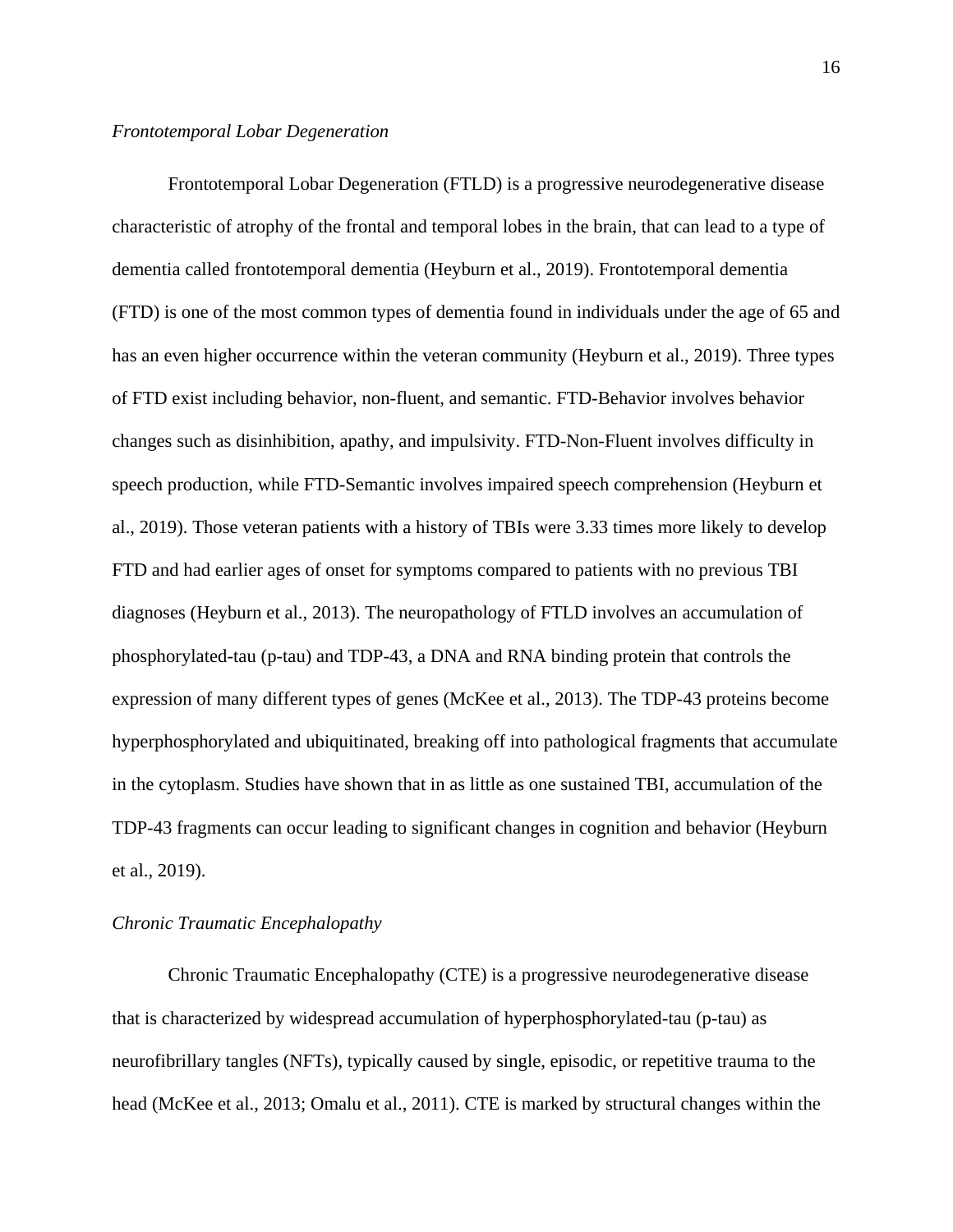*Frontotemporal Lobar Degeneration*

Frontotemporal Lobar Degeneration (FTLD) is a progressive neurodegenerative disease characteristic of atrophy of the frontal and temporal lobes in the brain, that can lead to a type of dementia called frontotemporal dementia (Heyburn et al., 2019). Frontotemporal dementia (FTD) is one of the most common types of dementia found in individuals under the age of 65 and has an even higher occurrence within the veteran community (Heyburn et al., 2019). Three types of FTD exist including behavior, non-fluent, and semantic. FTD-Behavior involves behavior changes such as disinhibition, apathy, and impulsivity. FTD-Non-Fluent involves difficulty in speech production, while FTD-Semantic involves impaired speech comprehension (Heyburn et al., 2019). Those veteran patients with a history of TBIs were 3.33 times more likely to develop FTD and had earlier ages of onset for symptoms compared to patients with no previous TBI diagnoses (Heyburn et al., 2013). The neuropathology of FTLD involves an accumulation of phosphorylated-tau (p-tau) and TDP-43, a DNA and RNA binding protein that controls the expression of many different types of genes (McKee et al., 2013). The TDP-43 proteins become hyperphosphorylated and ubiquitinated, breaking off into pathological fragments that accumulate in the cytoplasm. Studies have shown that in as little as one sustained TBI, accumulation of the TDP-43 fragments can occur leading to significant changes in cognition and behavior (Heyburn et al., 2019).

*Chronic Traumatic Encephalopathy*

Chronic Traumatic Encephalopathy (CTE) is a progressive neurodegenerative disease that is characterized by widespread accumulation of hyperphosphorylated-tau (p-tau) as neurofibrillary tangles (NFTs), typically caused by single, episodic, or repetitive trauma to the head (McKee et al., 2013; Omalu et al., 2011). CTE is marked by structural changes within the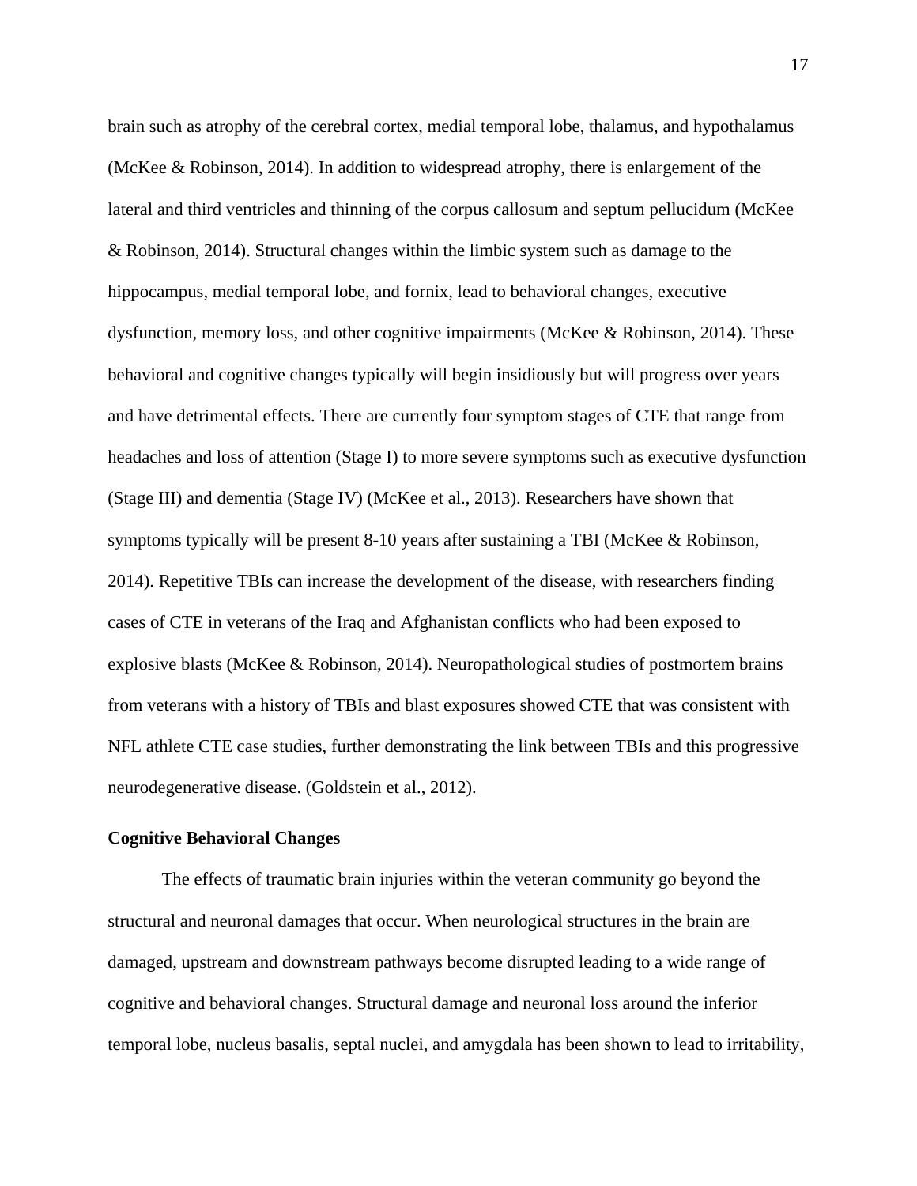brain such as atrophy of the cerebral cortex, medial temporal lobe, thalamus, and hypothalamus (McKee & Robinson, 2014). In addition to widespread atrophy, there is enlargement of the lateral and third ventricles and thinning of the corpus callosum and septum pellucidum (McKee & Robinson, 2014). Structural changes within the limbic system such as damage to the hippocampus, medial temporal lobe, and fornix, lead to behavioral changes, executive dysfunction, memory loss, and other cognitive impairments (McKee & Robinson, 2014). These behavioral and cognitive changes typically will begin insidiously but will progress over years and have detrimental effects. There are currently four symptom stages of CTE that range from headaches and loss of attention (Stage I) to more severe symptoms such as executive dysfunction (Stage III) and dementia (Stage IV) (McKee et al., 2013). Researchers have shown that symptoms typically will be present 8-10 years after sustaining a TBI (McKee & Robinson, 2014). Repetitive TBIs can increase the development of the disease, with researchers finding cases of CTE in veterans of the Iraq and Afghanistan conflicts who had been exposed to explosive blasts (McKee & Robinson, 2014). Neuropathological studies of postmortem brains from veterans with a history of TBIs and blast exposures showed CTE that was consistent with NFL athlete CTE case studies, further demonstrating the link between TBIs and this progressive neurodegenerative disease. (Goldstein et al., 2012).

**Cognitive Behavioral Changes**

The effects of traumatic brain injuries within the veteran community go beyond the structural and neuronal damages that occur. When neurological structures in the brain are damaged, upstream and downstream pathways become disrupted leading to a wide range of cognitive and behavioral changes. Structural damage and neuronal loss around the inferior temporal lobe, nucleus basalis, septal nuclei, and amygdala has been shown to lead to irritability,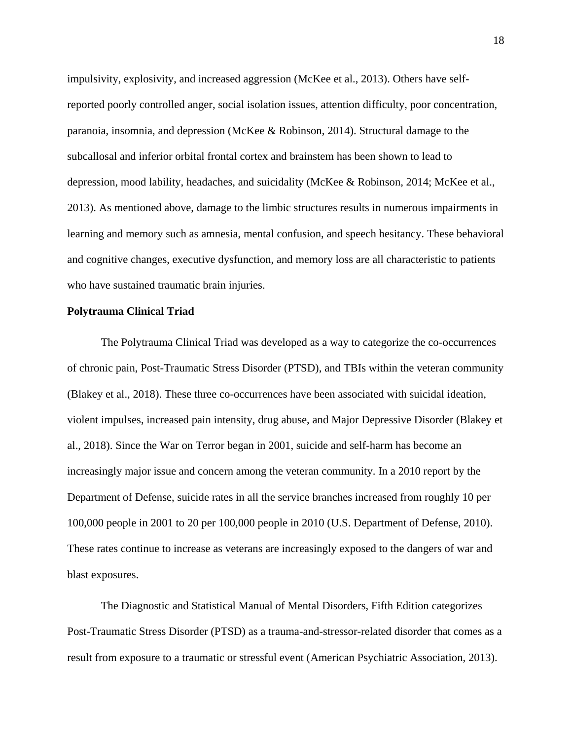impulsivity, explosivity, and increased aggression (McKee et al., 2013). Others have self-reported poorly controlled anger, social isolation issues, attention difficulty, poor concentration, paranoia, insomnia, and depression (McKee & Robinson, 2014). Structural damage to the subcallosal and inferior orbital frontal cortex and brainstem has been shown to lead to depression, mood lability, headaches, and suicidality (McKee & Robinson, 2014; McKee et al., 2013). As mentioned above, damage to the limbic structures results in numerous impairments in learning and memory such as amnesia, mental confusion, and speech hesitancy. These behavioral and cognitive changes, executive dysfunction, and memory loss are all characteristic to patients who have sustained traumatic brain injuries.

**Polytrauma Clinical Triad**

The Polytrauma Clinical Triad was developed as a way to categorize the co-occurrences of chronic pain, Post-Traumatic Stress Disorder (PTSD), and TBIs within the veteran community (Blakey et al., 2018). These three co-occurrences have been associated with suicidal ideation, violent impulses, increased pain intensity, drug abuse, and Major Depressive Disorder (Blakey et al., 2018). Since the War on Terror began in 2001, suicide and self-harm has become an increasingly major issue and concern among the veteran community. In a 2010 report by the Department of Defense, suicide rates in all the service branches increased from roughly 10 per 100,000 people in 2001 to 20 per 100,000 people in 2010 (U.S. Department of Defense, 2010). These rates continue to increase as veterans are increasingly exposed to the dangers of war and blast exposures.

The Diagnostic and Statistical Manual of Mental Disorders, Fifth Edition categorizes Post-Traumatic Stress Disorder (PTSD) as a trauma-and-stressor-related disorder that comes as a result from exposure to a traumatic or stressful event (American Psychiatric Association, 2013).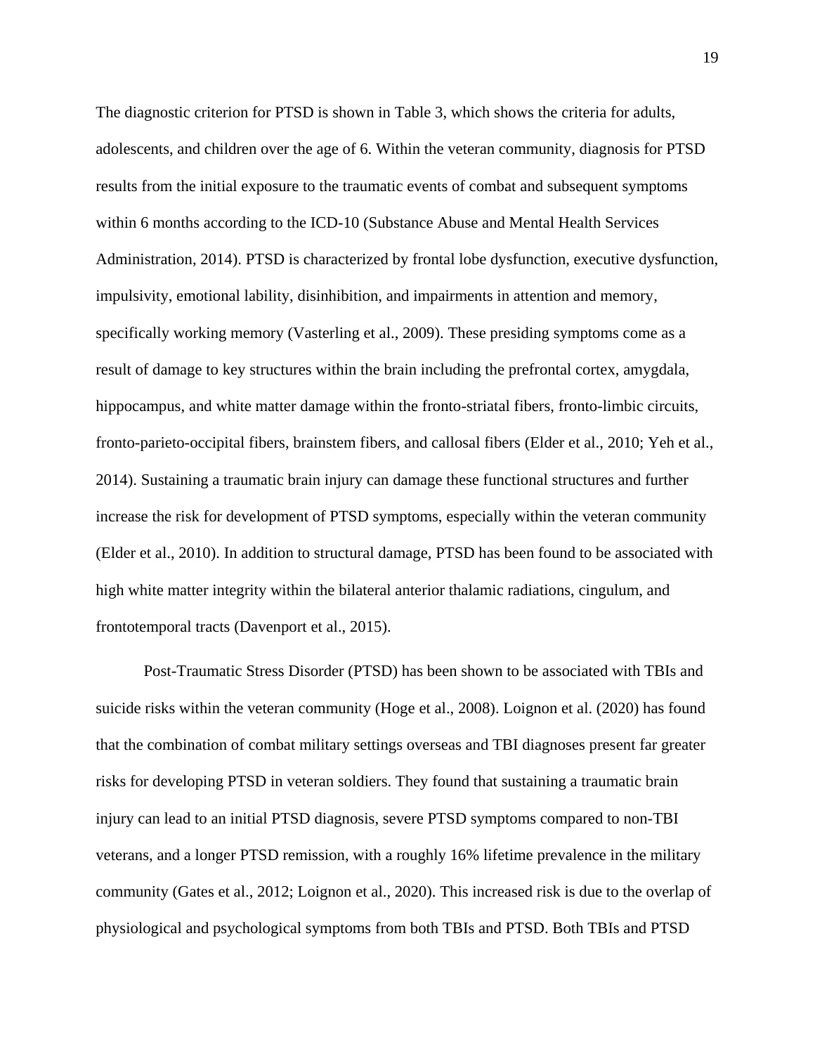The diagnostic criterion for PTSD is shown in Table 3, which shows the criteria for adults, adolescents, and children over the age of 6. Within the veteran community, diagnosis for PTSD results from the initial exposure to the traumatic events of combat and subsequent symptoms within 6 months according to the ICD-10 (Substance Abuse and Mental Health Services Administration, 2014). PTSD is characterized by frontal lobe dysfunction, executive dysfunction, impulsivity, emotional lability, disinhibition, and impairments in attention and memory, specifically working memory (Vasterling et al., 2009). These presiding symptoms come as a result of damage to key structures within the brain including the prefrontal cortex, amygdala, hippocampus, and white matter damage within the fronto-striatal fibers, fronto-limbic circuits, fronto-parieto-occipital fibers, brainstem fibers, and callosal fibers (Elder et al., 2010; Yeh et al., 2014). Sustaining a traumatic brain injury can damage these functional structures and further increase the risk for development of PTSD symptoms, especially within the veteran community (Elder et al., 2010). In addition to structural damage, PTSD has been found to be associated with high white matter integrity within the bilateral anterior thalamic radiations, cingulum, and frontotemporal tracts (Davenport et al., 2015).

Post-Traumatic Stress Disorder (PTSD) has been shown to be associated with TBIs and suicide risks within the veteran community (Hoge et al., 2008). Loignon et al. (2020) has found that the combination of combat military settings overseas and TBI diagnoses present far greater risks for developing PTSD in veteran soldiers. They found that sustaining a traumatic brain injury can lead to an initial PTSD diagnosis, severe PTSD symptoms compared to non-TBI veterans, and a longer PTSD remission, with a roughly 16% lifetime prevalence in the military community (Gates et al., 2012; Loignon et al., 2020). This increased risk is due to the overlap of physiological and psychological symptoms from both TBIs and PTSD. Both TBIs and PTSD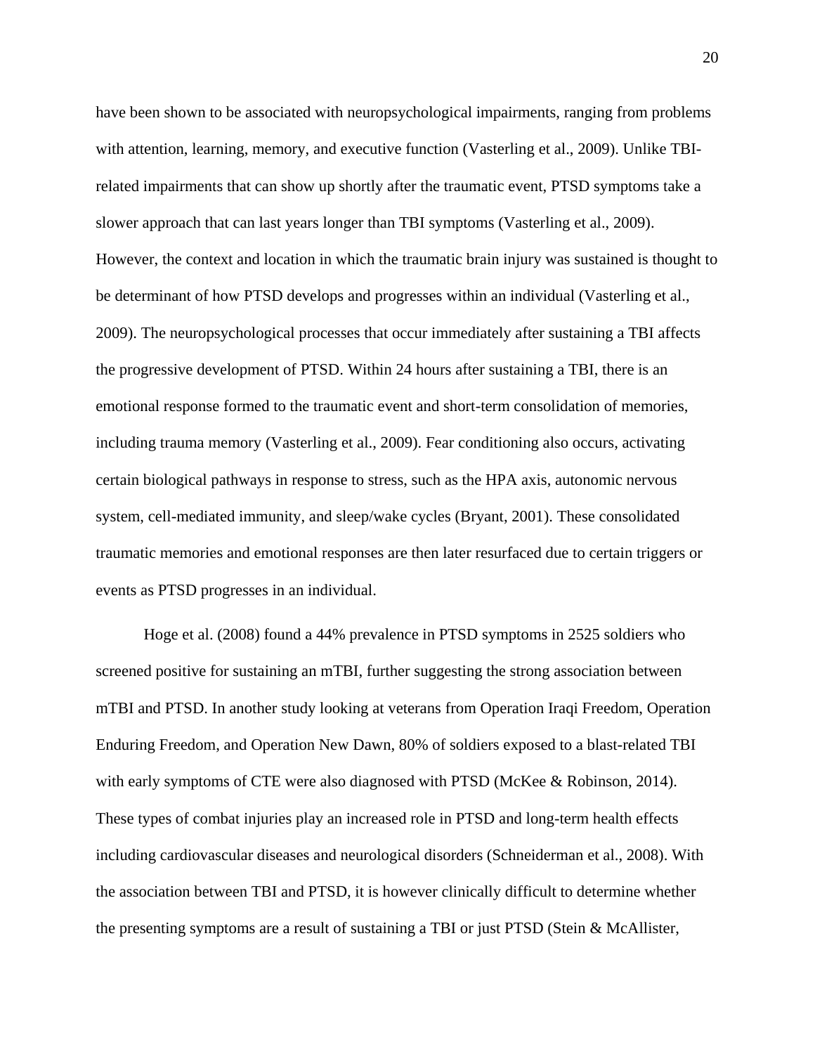have been shown to be associated with neuropsychological impairments, ranging from problems with attention, learning, memory, and executive function (Vasterling et al., 2009). Unlike TBI-related impairments that can show up shortly after the traumatic event, PTSD symptoms take a slower approach that can last years longer than TBI symptoms (Vasterling et al., 2009). However, the context and location in which the traumatic brain injury was sustained is thought to be determinant of how PTSD develops and progresses within an individual (Vasterling et al., 2009). The neuropsychological processes that occur immediately after sustaining a TBI affects the progressive development of PTSD. Within 24 hours after sustaining a TBI, there is an emotional response formed to the traumatic event and short-term consolidation of memories, including trauma memory (Vasterling et al., 2009). Fear conditioning also occurs, activating certain biological pathways in response to stress, such as the HPA axis, autonomic nervous system, cell-mediated immunity, and sleep/wake cycles (Bryant, 2001). These consolidated traumatic memories and emotional responses are then later resurfaced due to certain triggers or events as PTSD progresses in an individual.

Hoge et al. (2008) found a 44% prevalence in PTSD symptoms in 2525 soldiers who screened positive for sustaining an mTBI, further suggesting the strong association between mTBI and PTSD. In another study looking at veterans from Operation Iraqi Freedom, Operation Enduring Freedom, and Operation New Dawn, 80% of soldiers exposed to a blast-related TBI with early symptoms of CTE were also diagnosed with PTSD (McKee & Robinson, 2014). These types of combat injuries play an increased role in PTSD and long-term health effects including cardiovascular diseases and neurological disorders (Schneiderman et al., 2008). With the association between TBI and PTSD, it is however clinically difficult to determine whether the presenting symptoms are a result of sustaining a TBI or just PTSD (Stein & McAllister,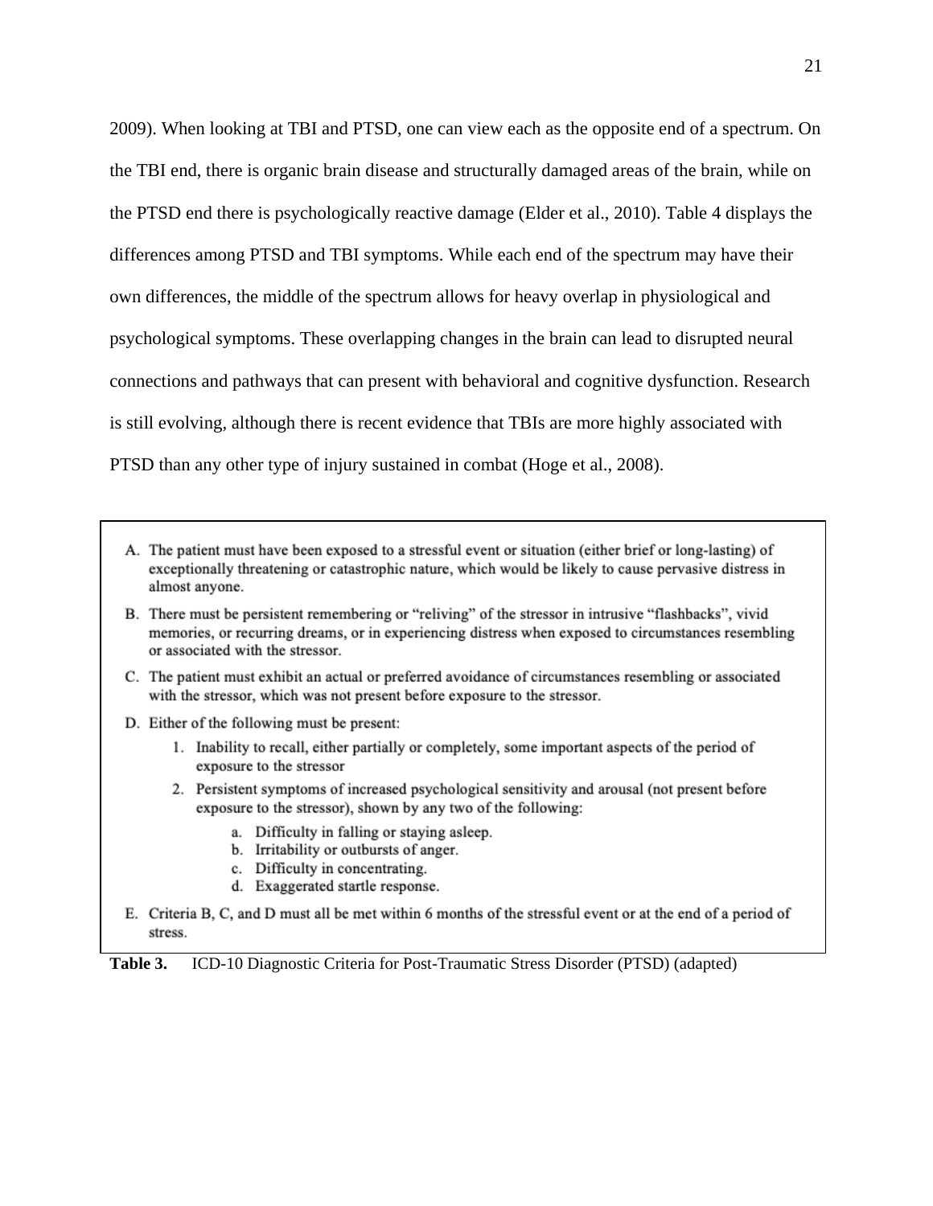2009). When looking at TBI and PTSD, one can view each as the opposite end of a spectrum. On the TBI end, there is organic brain disease and structurally damaged areas of the brain, while on the PTSD end there is psychologically reactive damage (Elder et al., 2010). Table 4 displays the differences among PTSD and TBI symptoms. While each end of the spectrum may have their own differences, the middle of the spectrum allows for heavy overlap in physiological and psychological symptoms. These overlapping changes in the brain can lead to disrupted neural connections and pathways that can present with behavioral and cognitive dysfunction. Research is still evolving, although there is recent evidence that TBIs are more highly associated with PTSD than any other type of injury sustained in combat (Hoge et al., 2008).

A. The patient must have been exposed to a stressful event or situation (either brief or long-lasting) of exceptionally threatening or catastrophic nature, which would be likely to cause pervasive distress in almost anyone.

B. There must be persistent remembering or "reliving" of the stressor in intrusive "flashbacks", vivid memories, or recurring dreams, or in experiencing distress when exposed to circumstances resembling or associated with the stressor.

C. The patient must exhibit an actual or preferred avoidance of circumstances resembling or associated with the stressor, which was not present before exposure to the stressor.

D. Either of the following must be present:

1. Inability to recall, either partially or completely, some important aspects of the period of exposure to the stressor
2. Persistent symptoms of increased psychological sensitivity and arousal (not present before exposure to the stressor), shown by any two of the following:
   a. Difficulty in falling or staying asleep.
   b. Irritability or outbursts of anger.
   c. Difficulty in concentrating.
   d. Exaggerated startle response.

E. Criteria B, C, and D must all be met within 6 months of the stressful event or at the end of a period of stress.

**Table 3.** ICD-10 Diagnostic Criteria for Post-Traumatic Stress Disorder (PTSD) (adapted)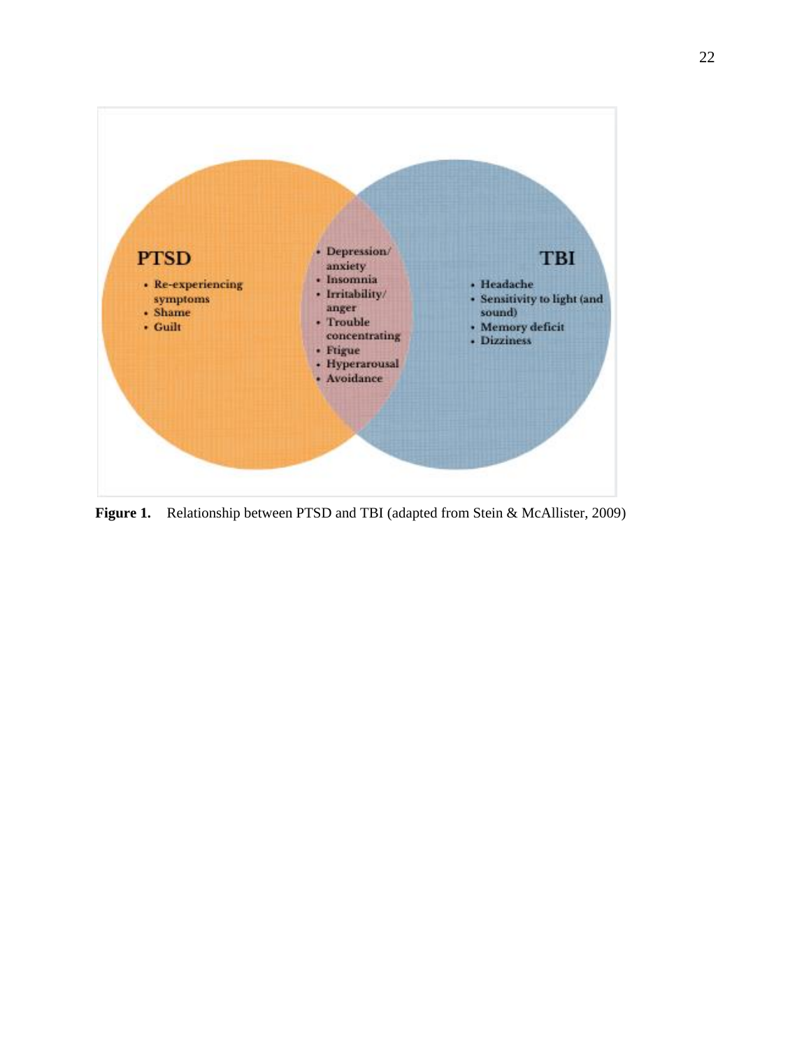**PTSD**

- Re-experiencing symptoms
- Shame
- Guilt

**PTSD and TBI (overlap)**

- Depression/anxiety
- Insomnia
- Irritability/anger
- Trouble concentrating
- Ftigue
- Hyperarousal
- Avoidance

**TBI**

- Headache
- Sensitivity to light (and sound)
- Memory deficit
- Dizziness

**Figure 1.** Relationship between PTSD and TBI (adapted from Stein & McAllister, 2009)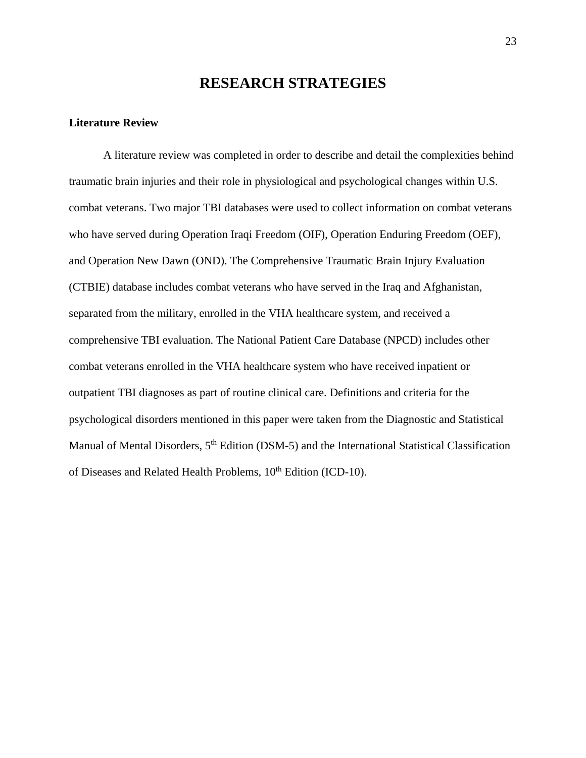# RESEARCH STRATEGIES

## Literature Review

A literature review was completed in order to describe and detail the complexities behind traumatic brain injuries and their role in physiological and psychological changes within U.S. combat veterans. Two major TBI databases were used to collect information on combat veterans who have served during Operation Iraqi Freedom (OIF), Operation Enduring Freedom (OEF), and Operation New Dawn (OND). The Comprehensive Traumatic Brain Injury Evaluation (CTBIE) database includes combat veterans who have served in the Iraq and Afghanistan, separated from the military, enrolled in the VHA healthcare system, and received a comprehensive TBI evaluation. The National Patient Care Database (NPCD) includes other combat veterans enrolled in the VHA healthcare system who have received inpatient or outpatient TBI diagnoses as part of routine clinical care. Definitions and criteria for the psychological disorders mentioned in this paper were taken from the Diagnostic and Statistical Manual of Mental Disorders, 5th Edition (DSM-5) and the International Statistical Classification of Diseases and Related Health Problems, 10th Edition (ICD-10).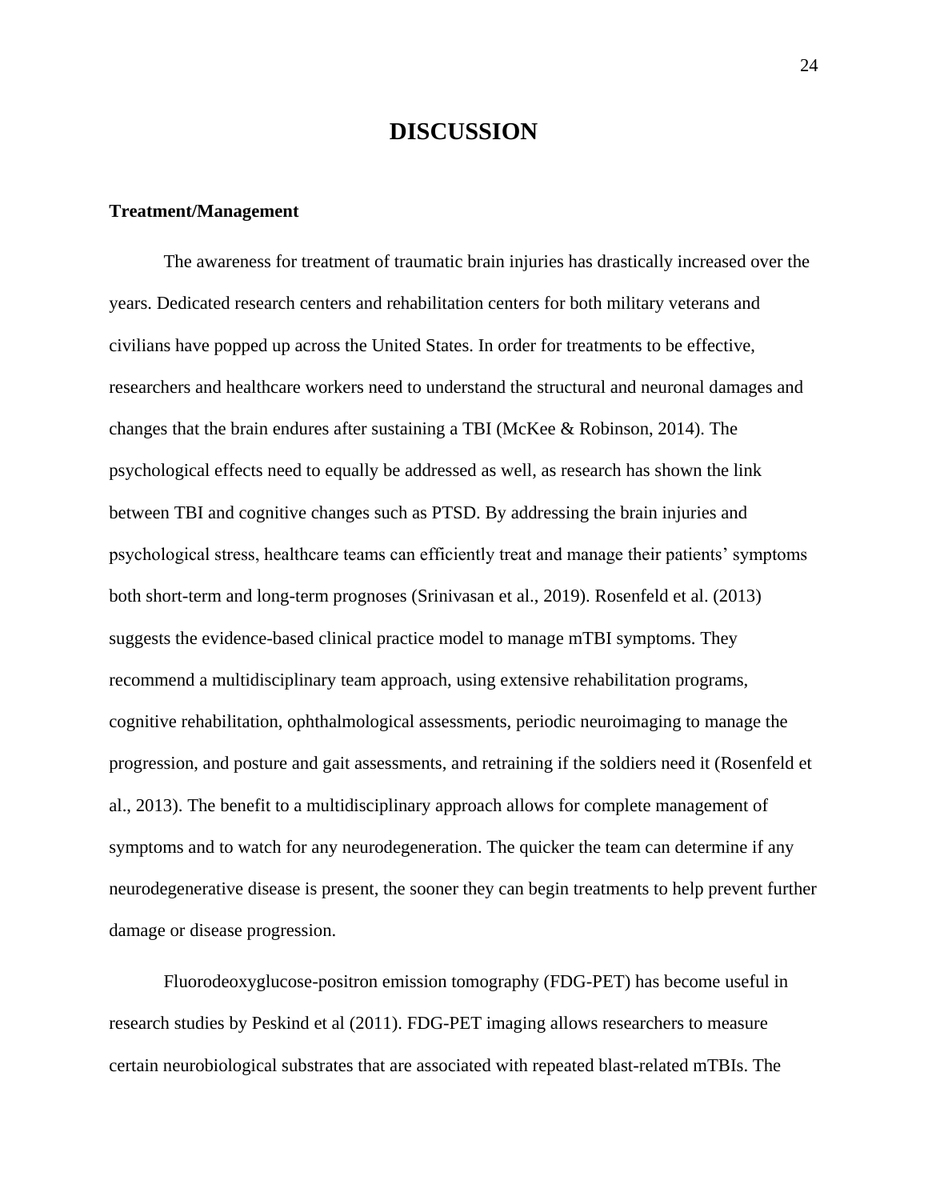# DISCUSSION

## Treatment/Management

The awareness for treatment of traumatic brain injuries has drastically increased over the years. Dedicated research centers and rehabilitation centers for both military veterans and civilians have popped up across the United States. In order for treatments to be effective, researchers and healthcare workers need to understand the structural and neuronal damages and changes that the brain endures after sustaining a TBI (McKee & Robinson, 2014). The psychological effects need to equally be addressed as well, as research has shown the link between TBI and cognitive changes such as PTSD. By addressing the brain injuries and psychological stress, healthcare teams can efficiently treat and manage their patients' symptoms both short-term and long-term prognoses (Srinivasan et al., 2019). Rosenfeld et al. (2013) suggests the evidence-based clinical practice model to manage mTBI symptoms. They recommend a multidisciplinary team approach, using extensive rehabilitation programs, cognitive rehabilitation, ophthalmological assessments, periodic neuroimaging to manage the progression, and posture and gait assessments, and retraining if the soldiers need it (Rosenfeld et al., 2013). The benefit to a multidisciplinary approach allows for complete management of symptoms and to watch for any neurodegeneration. The quicker the team can determine if any neurodegenerative disease is present, the sooner they can begin treatments to help prevent further damage or disease progression.

Fluorodeoxyglucose-positron emission tomography (FDG-PET) has become useful in research studies by Peskind et al (2011). FDG-PET imaging allows researchers to measure certain neurobiological substrates that are associated with repeated blast-related mTBIs. The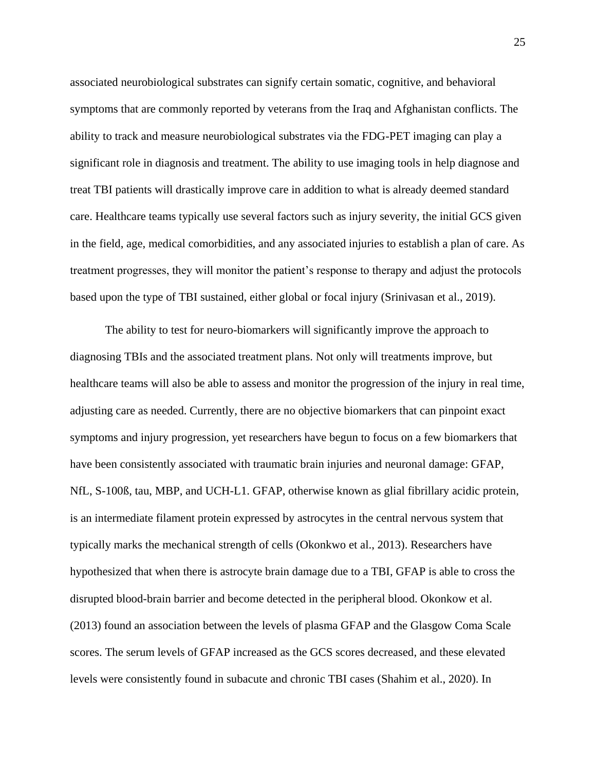associated neurobiological substrates can signify certain somatic, cognitive, and behavioral symptoms that are commonly reported by veterans from the Iraq and Afghanistan conflicts. The ability to track and measure neurobiological substrates via the FDG-PET imaging can play a significant role in diagnosis and treatment. The ability to use imaging tools in help diagnose and treat TBI patients will drastically improve care in addition to what is already deemed standard care. Healthcare teams typically use several factors such as injury severity, the initial GCS given in the field, age, medical comorbidities, and any associated injuries to establish a plan of care. As treatment progresses, they will monitor the patient's response to therapy and adjust the protocols based upon the type of TBI sustained, either global or focal injury (Srinivasan et al., 2019).

The ability to test for neuro-biomarkers will significantly improve the approach to diagnosing TBIs and the associated treatment plans. Not only will treatments improve, but healthcare teams will also be able to assess and monitor the progression of the injury in real time, adjusting care as needed. Currently, there are no objective biomarkers that can pinpoint exact symptoms and injury progression, yet researchers have begun to focus on a few biomarkers that have been consistently associated with traumatic brain injuries and neuronal damage: GFAP, NfL, S-100ß, tau, MBP, and UCH-L1. GFAP, otherwise known as glial fibrillary acidic protein, is an intermediate filament protein expressed by astrocytes in the central nervous system that typically marks the mechanical strength of cells (Okonkwo et al., 2013). Researchers have hypothesized that when there is astrocyte brain damage due to a TBI, GFAP is able to cross the disrupted blood-brain barrier and become detected in the peripheral blood. Okonkow et al. (2013) found an association between the levels of plasma GFAP and the Glasgow Coma Scale scores. The serum levels of GFAP increased as the GCS scores decreased, and these elevated levels were consistently found in subacute and chronic TBI cases (Shahim et al., 2020). In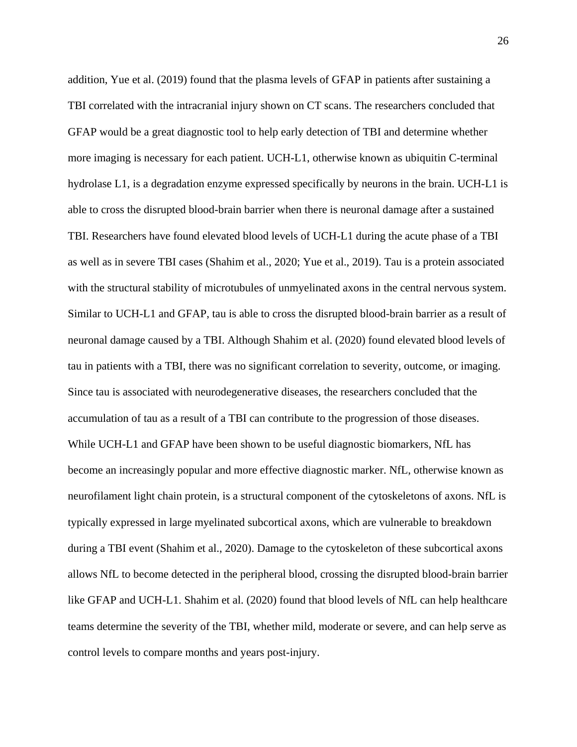addition, Yue et al. (2019) found that the plasma levels of GFAP in patients after sustaining a TBI correlated with the intracranial injury shown on CT scans. The researchers concluded that GFAP would be a great diagnostic tool to help early detection of TBI and determine whether more imaging is necessary for each patient. UCH-L1, otherwise known as ubiquitin C-terminal hydrolase L1, is a degradation enzyme expressed specifically by neurons in the brain. UCH-L1 is able to cross the disrupted blood-brain barrier when there is neuronal damage after a sustained TBI. Researchers have found elevated blood levels of UCH-L1 during the acute phase of a TBI as well as in severe TBI cases (Shahim et al., 2020; Yue et al., 2019). Tau is a protein associated with the structural stability of microtubules of unmyelinated axons in the central nervous system. Similar to UCH-L1 and GFAP, tau is able to cross the disrupted blood-brain barrier as a result of neuronal damage caused by a TBI. Although Shahim et al. (2020) found elevated blood levels of tau in patients with a TBI, there was no significant correlation to severity, outcome, or imaging. Since tau is associated with neurodegenerative diseases, the researchers concluded that the accumulation of tau as a result of a TBI can contribute to the progression of those diseases. While UCH-L1 and GFAP have been shown to be useful diagnostic biomarkers, NfL has become an increasingly popular and more effective diagnostic marker. NfL, otherwise known as neurofilament light chain protein, is a structural component of the cytoskeletons of axons. NfL is typically expressed in large myelinated subcortical axons, which are vulnerable to breakdown during a TBI event (Shahim et al., 2020). Damage to the cytoskeleton of these subcortical axons allows NfL to become detected in the peripheral blood, crossing the disrupted blood-brain barrier like GFAP and UCH-L1. Shahim et al. (2020) found that blood levels of NfL can help healthcare teams determine the severity of the TBI, whether mild, moderate or severe, and can help serve as control levels to compare months and years post-injury.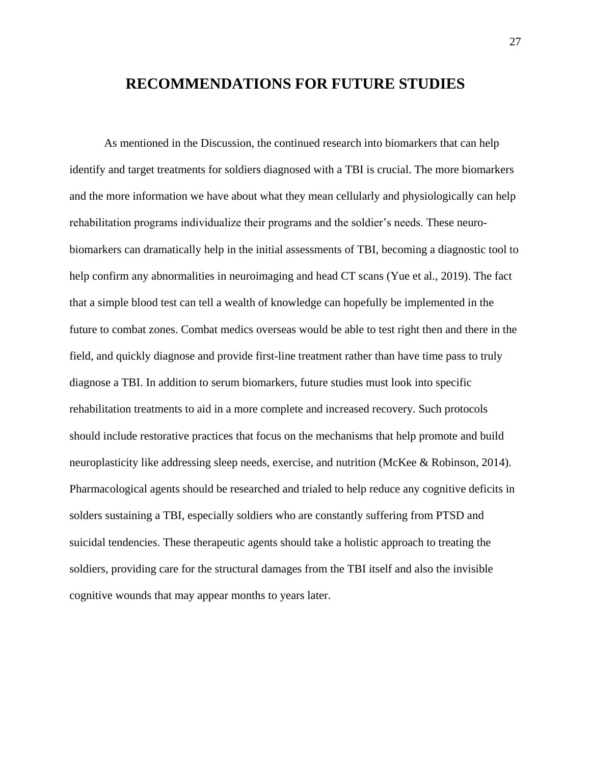# RECOMMENDATIONS FOR FUTURE STUDIES

As mentioned in the Discussion, the continued research into biomarkers that can help identify and target treatments for soldiers diagnosed with a TBI is crucial. The more biomarkers and the more information we have about what they mean cellularly and physiologically can help rehabilitation programs individualize their programs and the soldier's needs. These neuro-biomarkers can dramatically help in the initial assessments of TBI, becoming a diagnostic tool to help confirm any abnormalities in neuroimaging and head CT scans (Yue et al., 2019). The fact that a simple blood test can tell a wealth of knowledge can hopefully be implemented in the future to combat zones. Combat medics overseas would be able to test right then and there in the field, and quickly diagnose and provide first-line treatment rather than have time pass to truly diagnose a TBI. In addition to serum biomarkers, future studies must look into specific rehabilitation treatments to aid in a more complete and increased recovery. Such protocols should include restorative practices that focus on the mechanisms that help promote and build neuroplasticity like addressing sleep needs, exercise, and nutrition (McKee & Robinson, 2014). Pharmacological agents should be researched and trialed to help reduce any cognitive deficits in solders sustaining a TBI, especially soldiers who are constantly suffering from PTSD and suicidal tendencies. These therapeutic agents should take a holistic approach to treating the soldiers, providing care for the structural damages from the TBI itself and also the invisible cognitive wounds that may appear months to years later.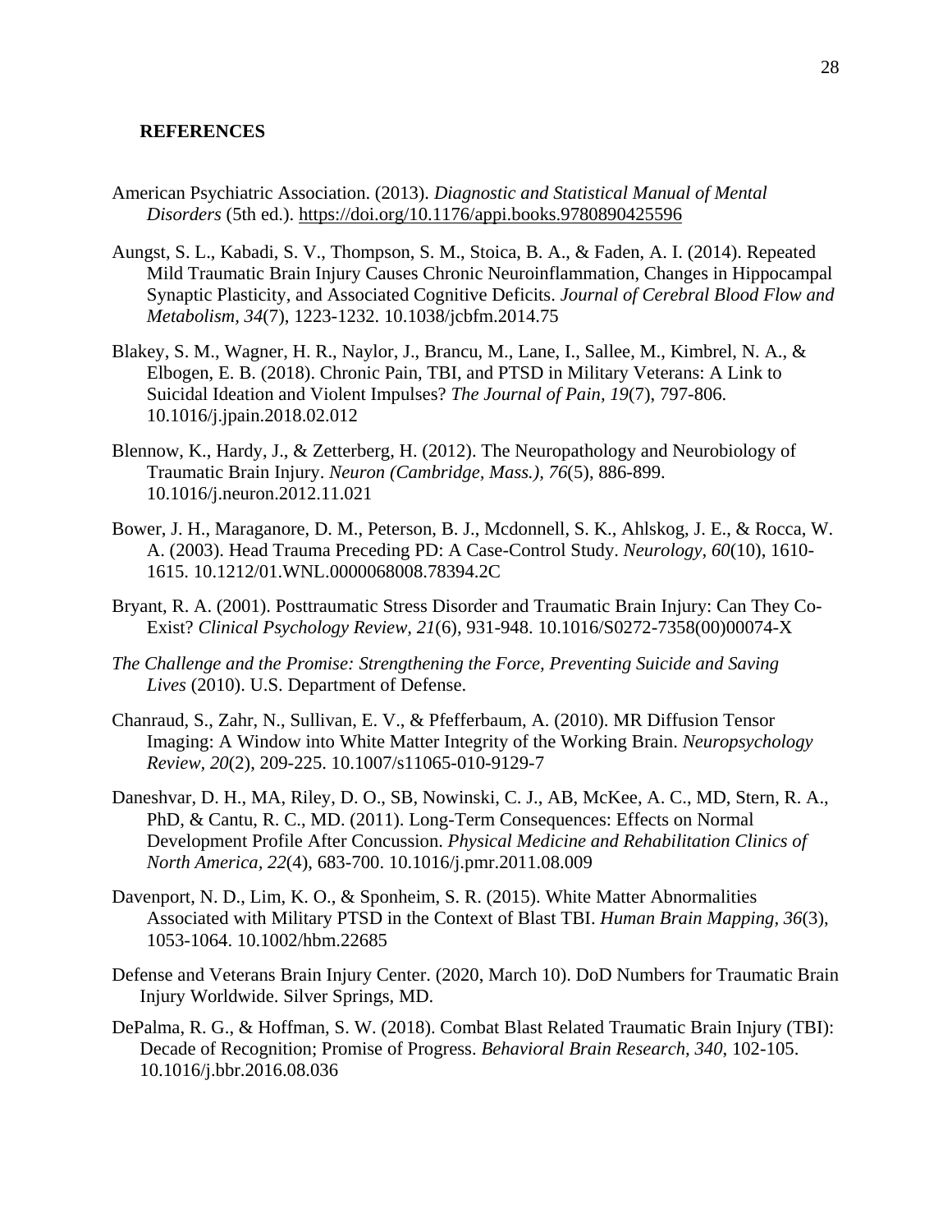# REFERENCES

American Psychiatric Association. (2013). *Diagnostic and Statistical Manual of Mental Disorders* (5th ed.). https://doi.org/10.1176/appi.books.9780890425596

Aungst, S. L., Kabadi, S. V., Thompson, S. M., Stoica, B. A., & Faden, A. I. (2014). Repeated Mild Traumatic Brain Injury Causes Chronic Neuroinflammation, Changes in Hippocampal Synaptic Plasticity, and Associated Cognitive Deficits. *Journal of Cerebral Blood Flow and Metabolism, 34*(7), 1223-1232. 10.1038/jcbfm.2014.75

Blakey, S. M., Wagner, H. R., Naylor, J., Brancu, M., Lane, I., Sallee, M., Kimbrel, N. A., & Elbogen, E. B. (2018). Chronic Pain, TBI, and PTSD in Military Veterans: A Link to Suicidal Ideation and Violent Impulses? *The Journal of Pain, 19*(7), 797-806. 10.1016/j.jpain.2018.02.012

Blennow, K., Hardy, J., & Zetterberg, H. (2012). The Neuropathology and Neurobiology of Traumatic Brain Injury. *Neuron (Cambridge, Mass.), 76*(5), 886-899. 10.1016/j.neuron.2012.11.021

Bower, J. H., Maraganore, D. M., Peterson, B. J., Mcdonnell, S. K., Ahlskog, J. E., & Rocca, W. A. (2003). Head Trauma Preceding PD: A Case-Control Study. *Neurology*, *60*(10), 1610-1615. 10.1212/01.WNL.0000068008.78394.2C

Bryant, R. A. (2001). Posttraumatic Stress Disorder and Traumatic Brain Injury: Can They Co-Exist? *Clinical Psychology Review, 21*(6), 931-948. 10.1016/S0272-7358(00)00074-X

*The Challenge and the Promise: Strengthening the Force, Preventing Suicide and Saving Lives* (2010). U.S. Department of Defense.

Chanraud, S., Zahr, N., Sullivan, E. V., & Pfefferbaum, A. (2010). MR Diffusion Tensor Imaging: A Window into White Matter Integrity of the Working Brain. *Neuropsychology Review, 20*(2), 209-225. 10.1007/s11065-010-9129-7

Daneshvar, D. H., MA, Riley, D. O., SB, Nowinski, C. J., AB, McKee, A. C., MD, Stern, R. A., PhD, & Cantu, R. C., MD. (2011). Long-Term Consequences: Effects on Normal Development Profile After Concussion. *Physical Medicine and Rehabilitation Clinics of North America, 22*(4), 683-700. 10.1016/j.pmr.2011.08.009

Davenport, N. D., Lim, K. O., & Sponheim, S. R. (2015). White Matter Abnormalities Associated with Military PTSD in the Context of Blast TBI. *Human Brain Mapping, 36*(3), 1053-1064. 10.1002/hbm.22685

Defense and Veterans Brain Injury Center. (2020, March 10). DoD Numbers for Traumatic Brain Injury Worldwide. Silver Springs, MD.

DePalma, R. G., & Hoffman, S. W. (2018). Combat Blast Related Traumatic Brain Injury (TBI): Decade of Recognition; Promise of Progress. *Behavioral Brain Research, 340*, 102-105. 10.1016/j.bbr.2016.08.036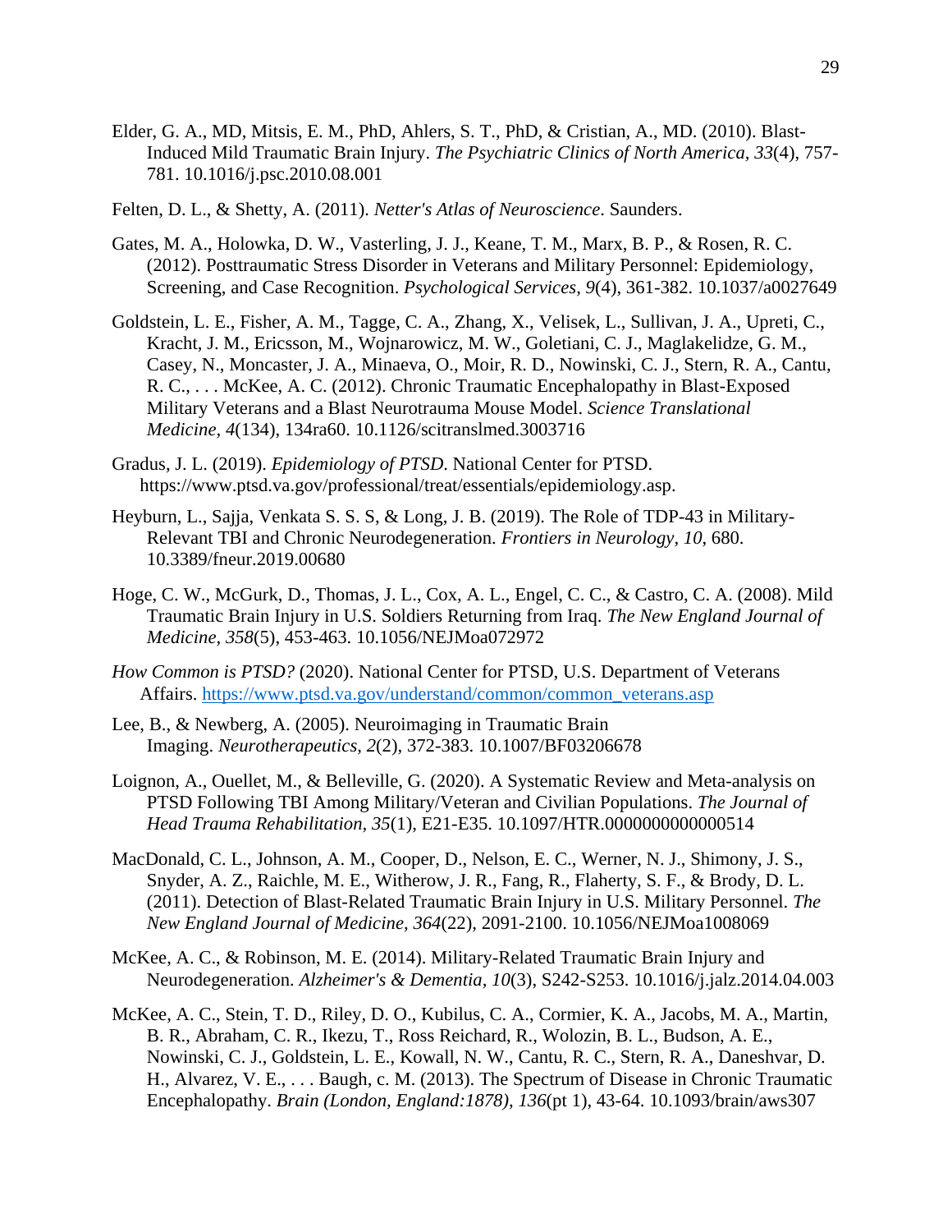Elder, G. A., MD, Mitsis, E. M., PhD, Ahlers, S. T., PhD, & Cristian, A., MD. (2010). Blast-Induced Mild Traumatic Brain Injury. *The Psychiatric Clinics of North America, 33*(4), 757-781. 10.1016/j.psc.2010.08.001

Felten, D. L., & Shetty, A. (2011). *Netter's Atlas of Neuroscience*. Saunders.

Gates, M. A., Holowka, D. W., Vasterling, J. J., Keane, T. M., Marx, B. P., & Rosen, R. C. (2012). Posttraumatic Stress Disorder in Veterans and Military Personnel: Epidemiology, Screening, and Case Recognition. *Psychological Services, 9*(4), 361-382. 10.1037/a0027649

Goldstein, L. E., Fisher, A. M., Tagge, C. A., Zhang, X., Velisek, L., Sullivan, J. A., Upreti, C., Kracht, J. M., Ericsson, M., Wojnarowicz, M. W., Goletiani, C. J., Maglakelidze, G. M., Casey, N., Moncaster, J. A., Minaeva, O., Moir, R. D., Nowinski, C. J., Stern, R. A., Cantu, R. C., . . . McKee, A. C. (2012). Chronic Traumatic Encephalopathy in Blast-Exposed Military Veterans and a Blast Neurotrauma Mouse Model. *Science Translational Medicine, 4*(134), 134ra60. 10.1126/scitranslmed.3003716

Gradus, J. L. (2019). *Epidemiology of PTSD*. National Center for PTSD. https://www.ptsd.va.gov/professional/treat/essentials/epidemiology.asp.

Heyburn, L., Sajja, Venkata S. S. S, & Long, J. B. (2019). The Role of TDP-43 in Military-Relevant TBI and Chronic Neurodegeneration. *Frontiers in Neurology, 10*, 680. 10.3389/fneur.2019.00680

Hoge, C. W., McGurk, D., Thomas, J. L., Cox, A. L., Engel, C. C., & Castro, C. A. (2008). Mild Traumatic Brain Injury in U.S. Soldiers Returning from Iraq. *The New England Journal of Medicine, 358*(5), 453-463. 10.1056/NEJMoa072972

*How Common is PTSD?* (2020). National Center for PTSD, U.S. Department of Veterans Affairs. https://www.ptsd.va.gov/understand/common/common_veterans.asp

Lee, B., & Newberg, A. (2005). Neuroimaging in Traumatic Brain Imaging. *Neurotherapeutics, 2*(2), 372-383. 10.1007/BF03206678

Loignon, A., Ouellet, M., & Belleville, G. (2020). A Systematic Review and Meta-analysis on PTSD Following TBI Among Military/Veteran and Civilian Populations. *The Journal of Head Trauma Rehabilitation, 35*(1), E21-E35. 10.1097/HTR.0000000000000514

MacDonald, C. L., Johnson, A. M., Cooper, D., Nelson, E. C., Werner, N. J., Shimony, J. S., Snyder, A. Z., Raichle, M. E., Witherow, J. R., Fang, R., Flaherty, S. F., & Brody, D. L. (2011). Detection of Blast-Related Traumatic Brain Injury in U.S. Military Personnel. *The New England Journal of Medicine, 364*(22), 2091-2100. 10.1056/NEJMoa1008069

McKee, A. C., & Robinson, M. E. (2014). Military-Related Traumatic Brain Injury and Neurodegeneration. *Alzheimer's & Dementia, 10*(3), S242-S253. 10.1016/j.jalz.2014.04.003

McKee, A. C., Stein, T. D., Riley, D. O., Kubilus, C. A., Cormier, K. A., Jacobs, M. A., Martin, B. R., Abraham, C. R., Ikezu, T., Ross Reichard, R., Wolozin, B. L., Budson, A. E., Nowinski, C. J., Goldstein, L. E., Kowall, N. W., Cantu, R. C., Stern, R. A., Daneshvar, D. H., Alvarez, V. E., . . . Baugh, c. M. (2013). The Spectrum of Disease in Chronic Traumatic Encephalopathy. *Brain (London, England:1878), 136*(pt 1), 43-64. 10.1093/brain/aws307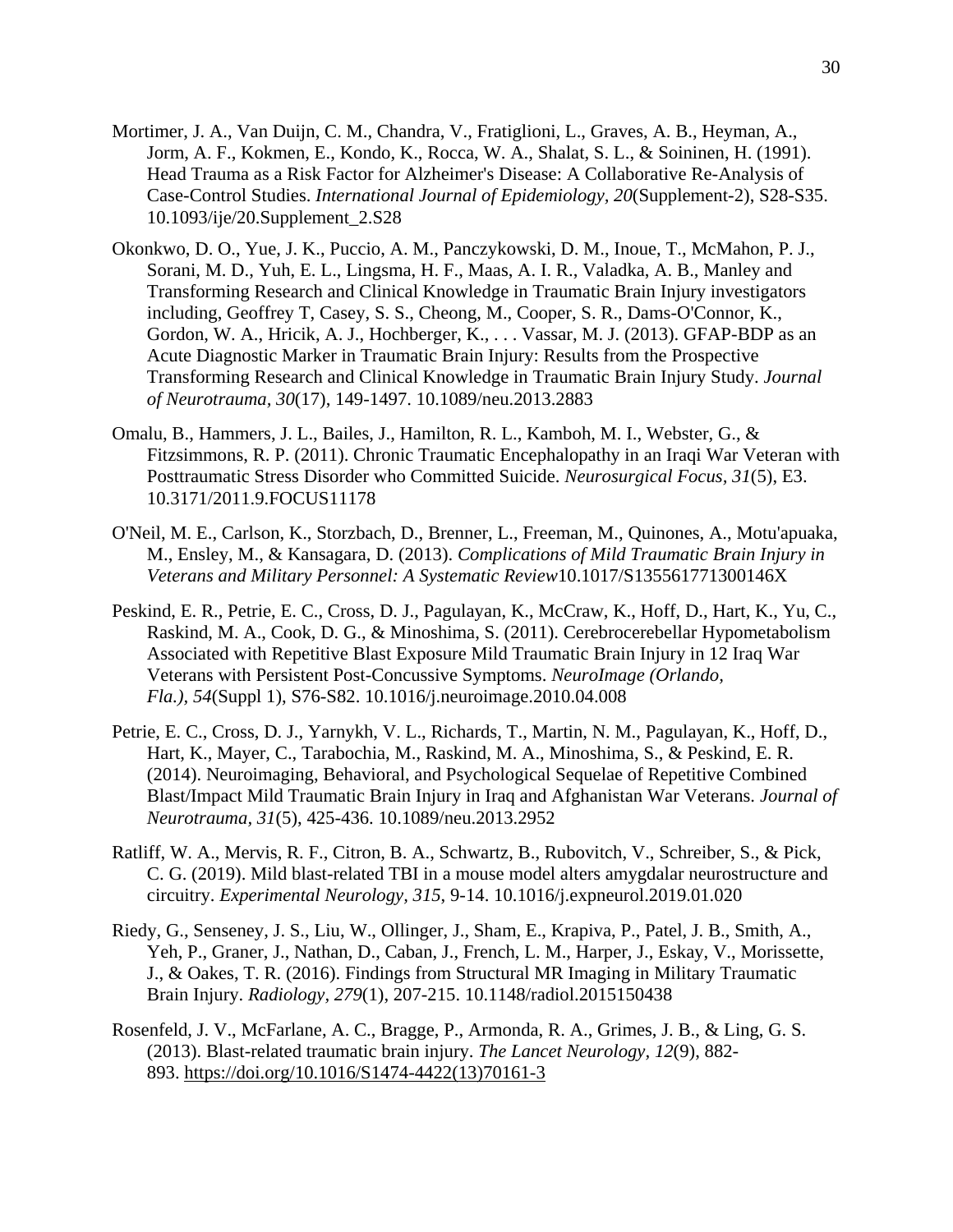Mortimer, J. A., Van Duijn, C. M., Chandra, V., Fratiglioni, L., Graves, A. B., Heyman, A., Jorm, A. F., Kokmen, E., Kondo, K., Rocca, W. A., Shalat, S. L., & Soininen, H. (1991). Head Trauma as a Risk Factor for Alzheimer's Disease: A Collaborative Re-Analysis of Case-Control Studies. *International Journal of Epidemiology, 20*(Supplement-2), S28-S35. 10.1093/ije/20.Supplement_2.S28

Okonkwo, D. O., Yue, J. K., Puccio, A. M., Panczykowski, D. M., Inoue, T., McMahon, P. J., Sorani, M. D., Yuh, E. L., Lingsma, H. F., Maas, A. I. R., Valadka, A. B., Manley and Transforming Research and Clinical Knowledge in Traumatic Brain Injury investigators including, Geoffrey T, Casey, S. S., Cheong, M., Cooper, S. R., Dams-O'Connor, K., Gordon, W. A., Hricik, A. J., Hochberger, K., . . . Vassar, M. J. (2013). GFAP-BDP as an Acute Diagnostic Marker in Traumatic Brain Injury: Results from the Prospective Transforming Research and Clinical Knowledge in Traumatic Brain Injury Study. *Journal of Neurotrauma, 30*(17), 149-1497. 10.1089/neu.2013.2883

Omalu, B., Hammers, J. L., Bailes, J., Hamilton, R. L., Kamboh, M. I., Webster, G., & Fitzsimmons, R. P. (2011). Chronic Traumatic Encephalopathy in an Iraqi War Veteran with Posttraumatic Stress Disorder who Committed Suicide. *Neurosurgical Focus, 31*(5), E3. 10.3171/2011.9.FOCUS11178

O'Neil, M. E., Carlson, K., Storzbach, D., Brenner, L., Freeman, M., Quinones, A., Motu'apuaka, M., Ensley, M., & Kansagara, D. (2013). *Complications of Mild Traumatic Brain Injury in Veterans and Military Personnel: A Systematic Review*10.1017/S135561771300146X

Peskind, E. R., Petrie, E. C., Cross, D. J., Pagulayan, K., McCraw, K., Hoff, D., Hart, K., Yu, C., Raskind, M. A., Cook, D. G., & Minoshima, S. (2011). Cerebrocerebellar Hypometabolism Associated with Repetitive Blast Exposure Mild Traumatic Brain Injury in 12 Iraq War Veterans with Persistent Post-Concussive Symptoms. *NeuroImage (Orlando, Fla.), 54*(Suppl 1), S76-S82. 10.1016/j.neuroimage.2010.04.008

Petrie, E. C., Cross, D. J., Yarnykh, V. L., Richards, T., Martin, N. M., Pagulayan, K., Hoff, D., Hart, K., Mayer, C., Tarabochia, M., Raskind, M. A., Minoshima, S., & Peskind, E. R. (2014). Neuroimaging, Behavioral, and Psychological Sequelae of Repetitive Combined Blast/Impact Mild Traumatic Brain Injury in Iraq and Afghanistan War Veterans. *Journal of Neurotrauma, 31*(5), 425-436. 10.1089/neu.2013.2952

Ratliff, W. A., Mervis, R. F., Citron, B. A., Schwartz, B., Rubovitch, V., Schreiber, S., & Pick, C. G. (2019). Mild blast-related TBI in a mouse model alters amygdalar neurostructure and circuitry. *Experimental Neurology, 315*, 9-14. 10.1016/j.expneurol.2019.01.020

Riedy, G., Senseney, J. S., Liu, W., Ollinger, J., Sham, E., Krapiva, P., Patel, J. B., Smith, A., Yeh, P., Graner, J., Nathan, D., Caban, J., French, L. M., Harper, J., Eskay, V., Morissette, J., & Oakes, T. R. (2016). Findings from Structural MR Imaging in Military Traumatic Brain Injury. *Radiology, 279*(1), 207-215. 10.1148/radiol.2015150438

Rosenfeld, J. V., McFarlane, A. C., Bragge, P., Armonda, R. A., Grimes, J. B., & Ling, G. S. (2013). Blast-related traumatic brain injury. *The Lancet Neurology, 12*(9), 882-893. https://doi.org/10.1016/S1474-4422(13)70161-3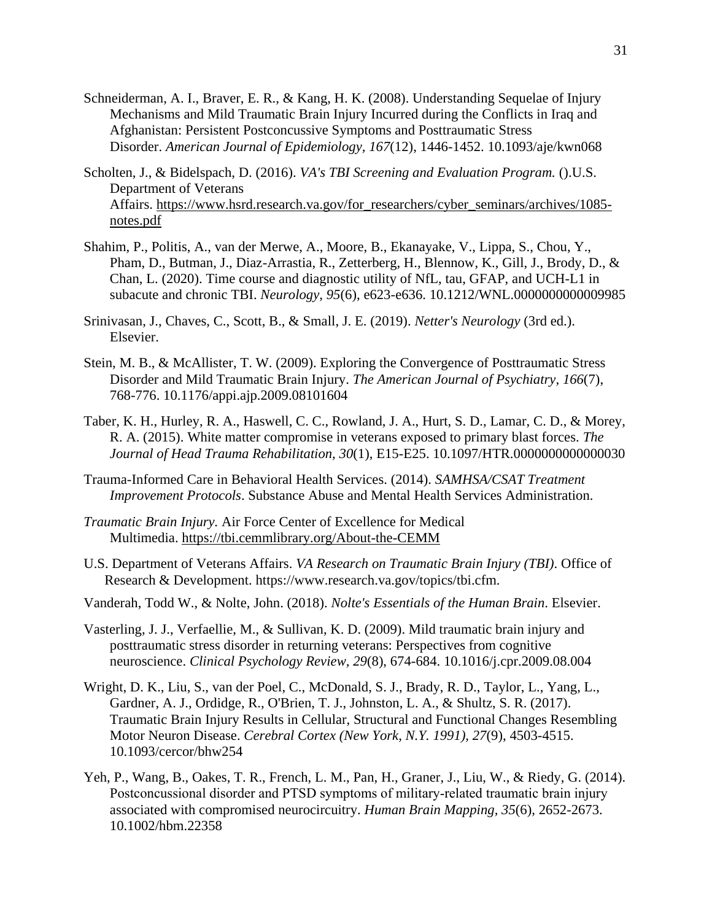Schneiderman, A. I., Braver, E. R., & Kang, H. K. (2008). Understanding Sequelae of Injury Mechanisms and Mild Traumatic Brain Injury Incurred during the Conflicts in Iraq and Afghanistan: Persistent Postconcussive Symptoms and Posttraumatic Stress Disorder. *American Journal of Epidemiology, 167*(12), 1446-1452. 10.1093/aje/kwn068

Scholten, J., & Bidelspach, D. (2016). *VA's TBI Screening and Evaluation Program.* ().U.S. Department of Veterans Affairs. https://www.hsrd.research.va.gov/for_researchers/cyber_seminars/archives/1085-notes.pdf

Shahim, P., Politis, A., van der Merwe, A., Moore, B., Ekanayake, V., Lippa, S., Chou, Y., Pham, D., Butman, J., Diaz-Arrastia, R., Zetterberg, H., Blennow, K., Gill, J., Brody, D., & Chan, L. (2020). Time course and diagnostic utility of NfL, tau, GFAP, and UCH-L1 in subacute and chronic TBI. *Neurology, 95*(6), e623-e636. 10.1212/WNL.0000000000009985

Srinivasan, J., Chaves, C., Scott, B., & Small, J. E. (2019). *Netter's Neurology* (3rd ed.). Elsevier.

Stein, M. B., & McAllister, T. W. (2009). Exploring the Convergence of Posttraumatic Stress Disorder and Mild Traumatic Brain Injury. *The American Journal of Psychiatry, 166*(7), 768-776. 10.1176/appi.ajp.2009.08101604

Taber, K. H., Hurley, R. A., Haswell, C. C., Rowland, J. A., Hurt, S. D., Lamar, C. D., & Morey, R. A. (2015). White matter compromise in veterans exposed to primary blast forces. *The Journal of Head Trauma Rehabilitation, 30*(1), E15-E25. 10.1097/HTR.0000000000000030

Trauma-Informed Care in Behavioral Health Services. (2014). *SAMHSA/CSAT Treatment Improvement Protocols*. Substance Abuse and Mental Health Services Administration.

*Traumatic Brain Injury.* Air Force Center of Excellence for Medical Multimedia. https://tbi.cemmlibrary.org/About-the-CEMM

U.S. Department of Veterans Affairs. *VA Research on Traumatic Brain Injury (TBI)*. Office of Research & Development. https://www.research.va.gov/topics/tbi.cfm.

Vanderah, Todd W., & Nolte, John. (2018). *Nolte's Essentials of the Human Brain*. Elsevier.

Vasterling, J. J., Verfaellie, M., & Sullivan, K. D. (2009). Mild traumatic brain injury and posttraumatic stress disorder in returning veterans: Perspectives from cognitive neuroscience. *Clinical Psychology Review, 29*(8), 674-684. 10.1016/j.cpr.2009.08.004

Wright, D. K., Liu, S., van der Poel, C., McDonald, S. J., Brady, R. D., Taylor, L., Yang, L., Gardner, A. J., Ordidge, R., O'Brien, T. J., Johnston, L. A., & Shultz, S. R. (2017). Traumatic Brain Injury Results in Cellular, Structural and Functional Changes Resembling Motor Neuron Disease. *Cerebral Cortex (New York, N.Y. 1991), 27*(9), 4503-4515. 10.1093/cercor/bhw254

Yeh, P., Wang, B., Oakes, T. R., French, L. M., Pan, H., Graner, J., Liu, W., & Riedy, G. (2014). Postconcussional disorder and PTSD symptoms of military-related traumatic brain injury associated with compromised neurocircuitry. *Human Brain Mapping, 35*(6), 2652-2673. 10.1002/hbm.22358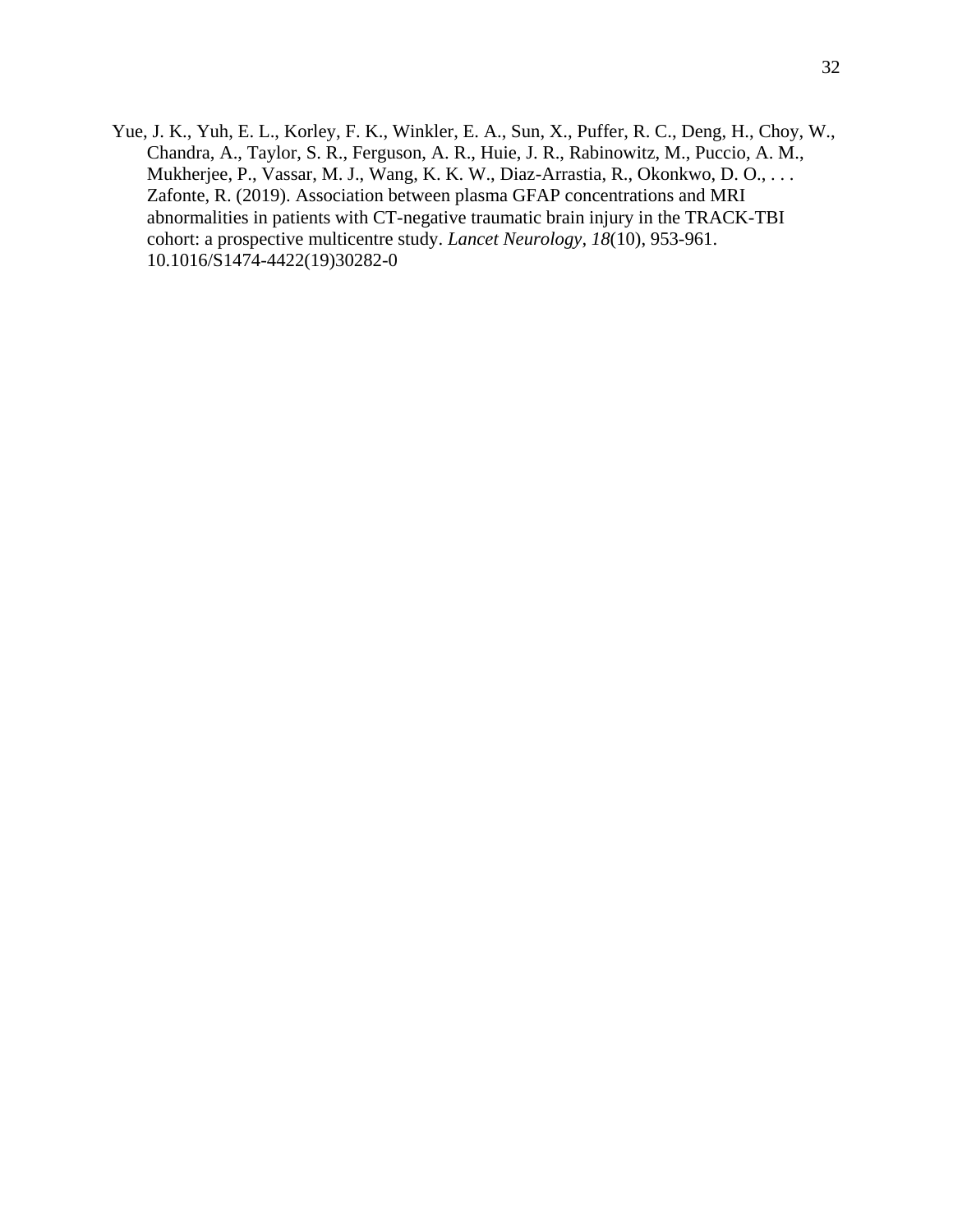Yue, J. K., Yuh, E. L., Korley, F. K., Winkler, E. A., Sun, X., Puffer, R. C., Deng, H., Choy, W., Chandra, A., Taylor, S. R., Ferguson, A. R., Huie, J. R., Rabinowitz, M., Puccio, A. M., Mukherjee, P., Vassar, M. J., Wang, K. K. W., Diaz-Arrastia, R., Okonkwo, D. O., . . . Zafonte, R. (2019). Association between plasma GFAP concentrations and MRI abnormalities in patients with CT-negative traumatic brain injury in the TRACK-TBI cohort: a prospective multicentre study. *Lancet Neurology, 18*(10), 953-961. 10.1016/S1474-4422(19)30282-0